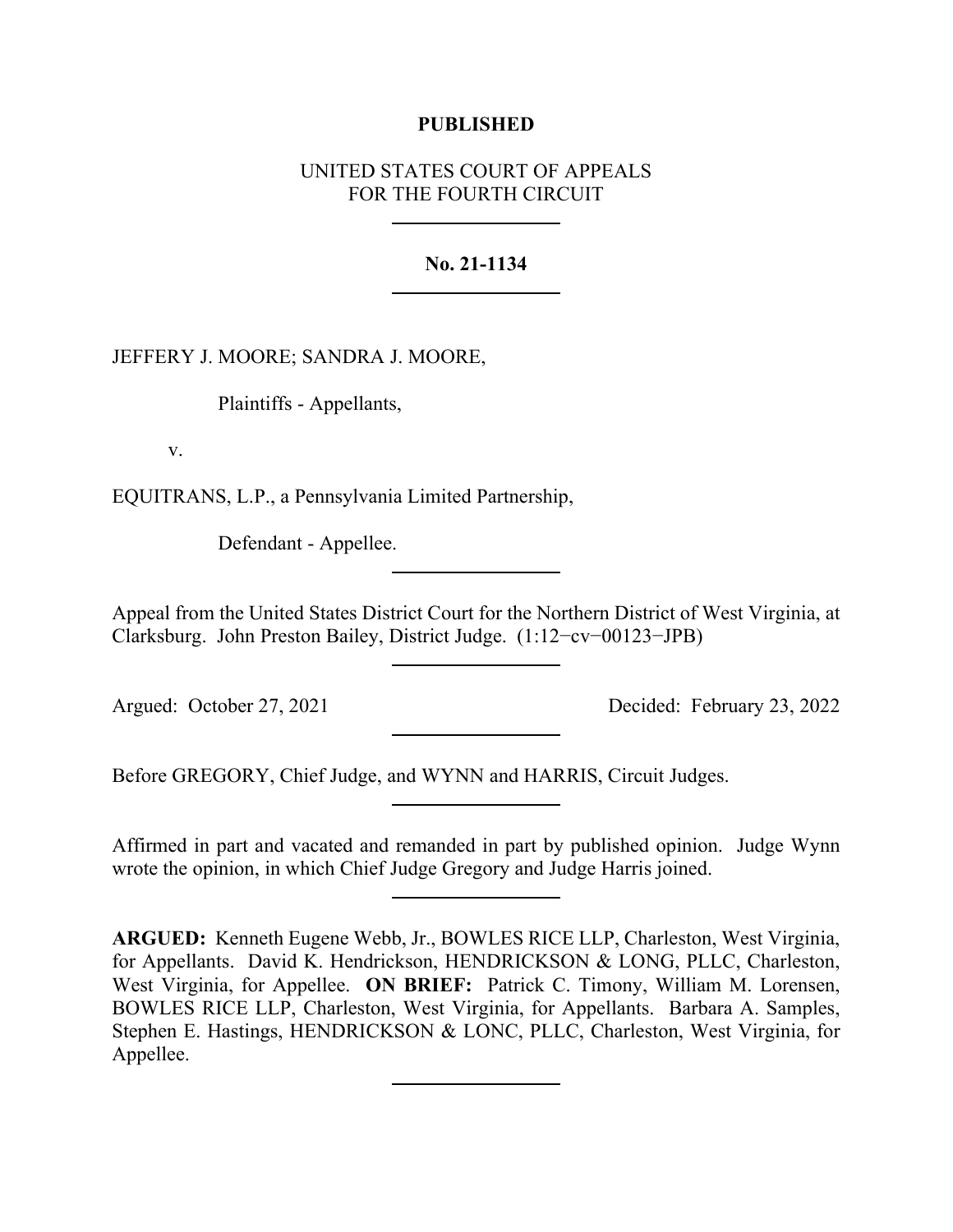**PUBLISHED**

UNITED STATES COURT OF APPEALS
FOR THE FOURTH CIRCUIT

---

**No. 21-1134**

---

JEFFERY J. MOORE; SANDRA J. MOORE,

Plaintiffs - Appellants,

v.

EQUITRANS, L.P., a Pennsylvania Limited Partnership,

Defendant - Appellee.

---

Appeal from the United States District Court for the Northern District of West Virginia, at Clarksburg. John Preston Bailey, District Judge. (1:12−cv−00123−JPB)

---

Argued: October 27, 2021 Decided: February 23, 2022

---

Before GREGORY, Chief Judge, and WYNN and HARRIS, Circuit Judges.

---

Affirmed in part and vacated and remanded in part by published opinion. Judge Wynn wrote the opinion, in which Chief Judge Gregory and Judge Harris joined.

---

**ARGUED:** Kenneth Eugene Webb, Jr., BOWLES RICE LLP, Charleston, West Virginia, for Appellants. David K. Hendrickson, HENDRICKSON & LONG, PLLC, Charleston, West Virginia, for Appellee. **ON BRIEF:** Patrick C. Timony, William M. Lorensen, BOWLES RICE LLP, Charleston, West Virginia, for Appellants. Barbara A. Samples, Stephen E. Hastings, HENDRICKSON & LONC, PLLC, Charleston, West Virginia, for Appellee.

---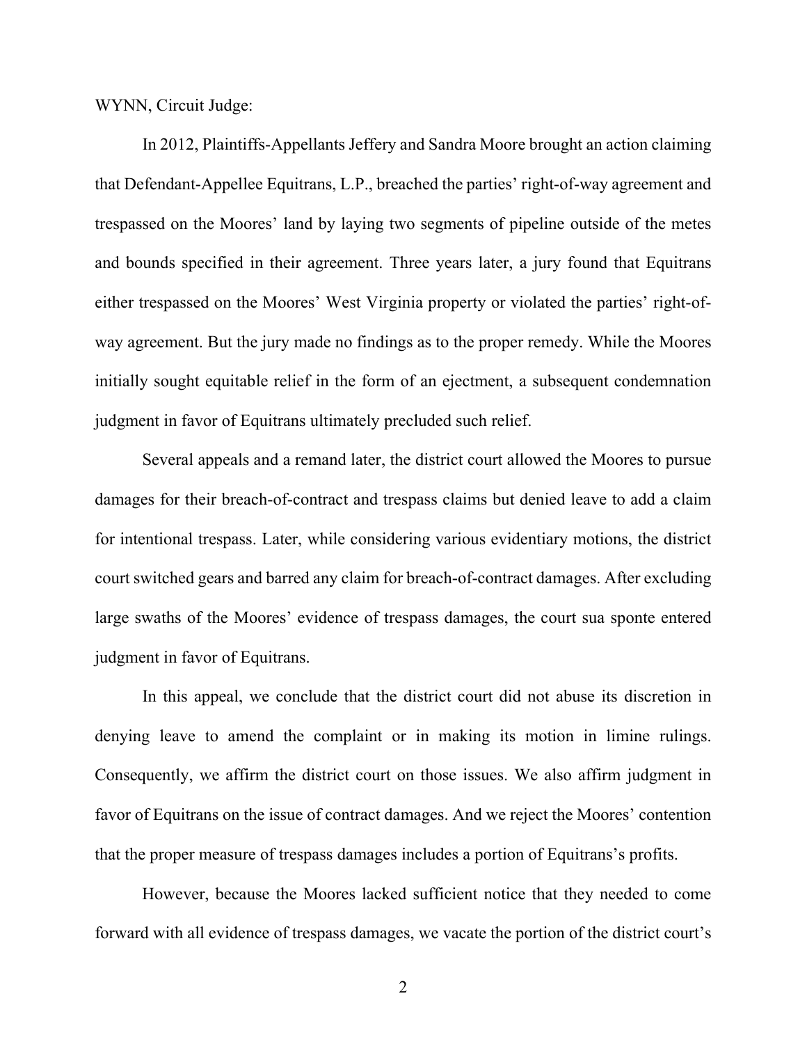WYNN, Circuit Judge:

In 2012, Plaintiffs-Appellants Jeffery and Sandra Moore brought an action claiming that Defendant-Appellee Equitrans, L.P., breached the parties' right-of-way agreement and trespassed on the Moores' land by laying two segments of pipeline outside of the metes and bounds specified in their agreement. Three years later, a jury found that Equitrans either trespassed on the Moores' West Virginia property or violated the parties' right-of-way agreement. But the jury made no findings as to the proper remedy. While the Moores initially sought equitable relief in the form of an ejectment, a subsequent condemnation judgment in favor of Equitrans ultimately precluded such relief.

Several appeals and a remand later, the district court allowed the Moores to pursue damages for their breach-of-contract and trespass claims but denied leave to add a claim for intentional trespass. Later, while considering various evidentiary motions, the district court switched gears and barred any claim for breach-of-contract damages. After excluding large swaths of the Moores' evidence of trespass damages, the court sua sponte entered judgment in favor of Equitrans.

In this appeal, we conclude that the district court did not abuse its discretion in denying leave to amend the complaint or in making its motion in limine rulings. Consequently, we affirm the district court on those issues. We also affirm judgment in favor of Equitrans on the issue of contract damages. And we reject the Moores' contention that the proper measure of trespass damages includes a portion of Equitrans's profits.

However, because the Moores lacked sufficient notice that they needed to come forward with all evidence of trespass damages, we vacate the portion of the district court's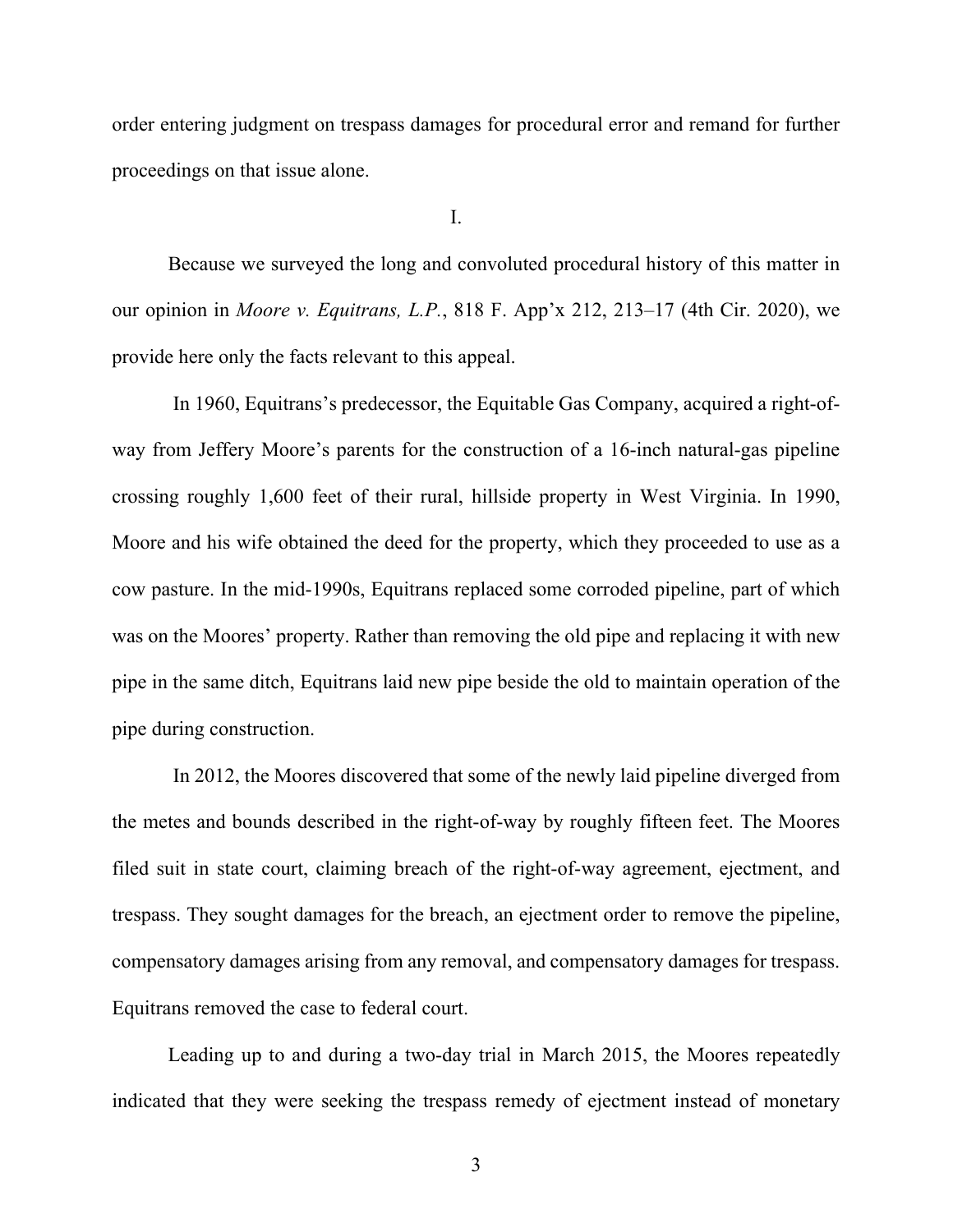order entering judgment on trespass damages for procedural error and remand for further proceedings on that issue alone.

I.

Because we surveyed the long and convoluted procedural history of this matter in our opinion in *Moore v. Equitrans, L.P.*, 818 F. App'x 212, 213–17 (4th Cir. 2020), we provide here only the facts relevant to this appeal.

In 1960, Equitrans's predecessor, the Equitable Gas Company, acquired a right-of-way from Jeffery Moore's parents for the construction of a 16-inch natural-gas pipeline crossing roughly 1,600 feet of their rural, hillside property in West Virginia. In 1990, Moore and his wife obtained the deed for the property, which they proceeded to use as a cow pasture. In the mid-1990s, Equitrans replaced some corroded pipeline, part of which was on the Moores' property. Rather than removing the old pipe and replacing it with new pipe in the same ditch, Equitrans laid new pipe beside the old to maintain operation of the pipe during construction.

In 2012, the Moores discovered that some of the newly laid pipeline diverged from the metes and bounds described in the right-of-way by roughly fifteen feet. The Moores filed suit in state court, claiming breach of the right-of-way agreement, ejectment, and trespass. They sought damages for the breach, an ejectment order to remove the pipeline, compensatory damages arising from any removal, and compensatory damages for trespass. Equitrans removed the case to federal court.

Leading up to and during a two-day trial in March 2015, the Moores repeatedly indicated that they were seeking the trespass remedy of ejectment instead of monetary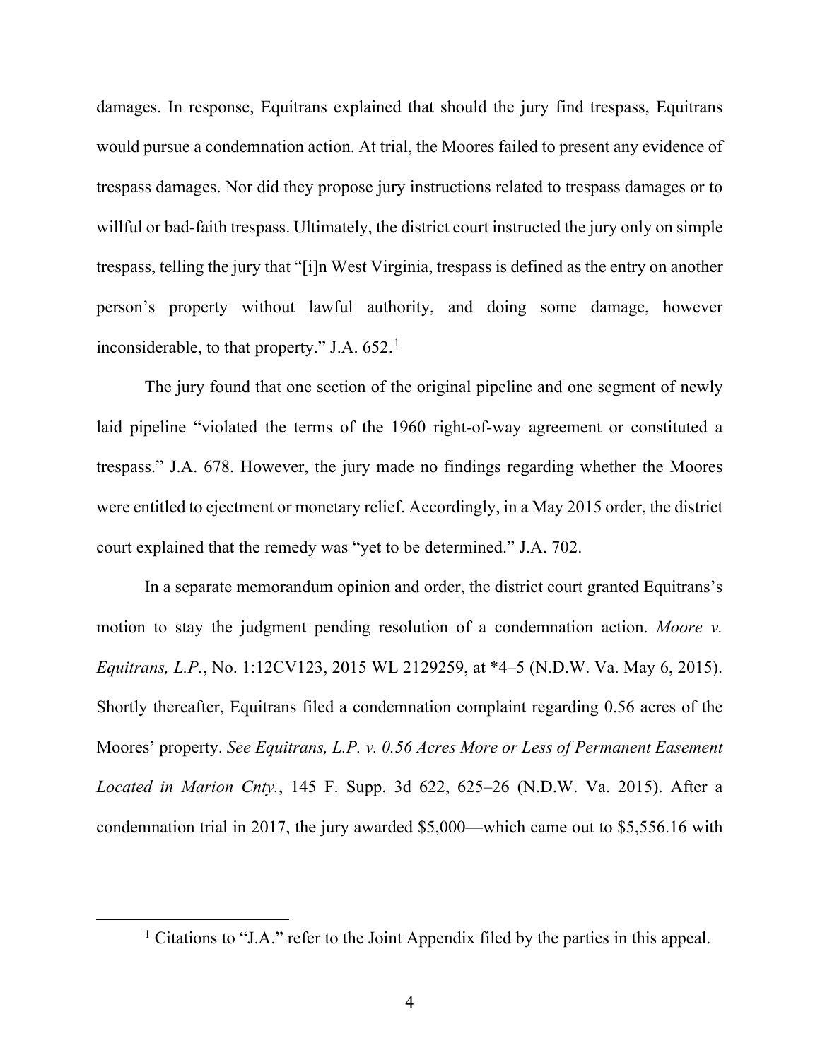damages. In response, Equitrans explained that should the jury find trespass, Equitrans would pursue a condemnation action. At trial, the Moores failed to present any evidence of trespass damages. Nor did they propose jury instructions related to trespass damages or to willful or bad-faith trespass. Ultimately, the district court instructed the jury only on simple trespass, telling the jury that "[i]n West Virginia, trespass is defined as the entry on another person's property without lawful authority, and doing some damage, however inconsiderable, to that property." J.A. 652.[1]

The jury found that one section of the original pipeline and one segment of newly laid pipeline "violated the terms of the 1960 right-of-way agreement or constituted a trespass." J.A. 678. However, the jury made no findings regarding whether the Moores were entitled to ejectment or monetary relief. Accordingly, in a May 2015 order, the district court explained that the remedy was "yet to be determined." J.A. 702.

In a separate memorandum opinion and order, the district court granted Equitrans's motion to stay the judgment pending resolution of a condemnation action. *Moore v. Equitrans, L.P.*, No. 1:12CV123, 2015 WL 2129259, at *4–5 (N.D.W. Va. May 6, 2015). Shortly thereafter, Equitrans filed a condemnation complaint regarding 0.56 acres of the Moores' property. *See Equitrans, L.P. v. 0.56 Acres More or Less of Permanent Easement Located in Marion Cnty.*, 145 F. Supp. 3d 622, 625–26 (N.D.W. Va. 2015). After a condemnation trial in 2017, the jury awarded $5,000—which came out to $5,556.16 with

[1] Citations to "J.A." refer to the Joint Appendix filed by the parties in this appeal.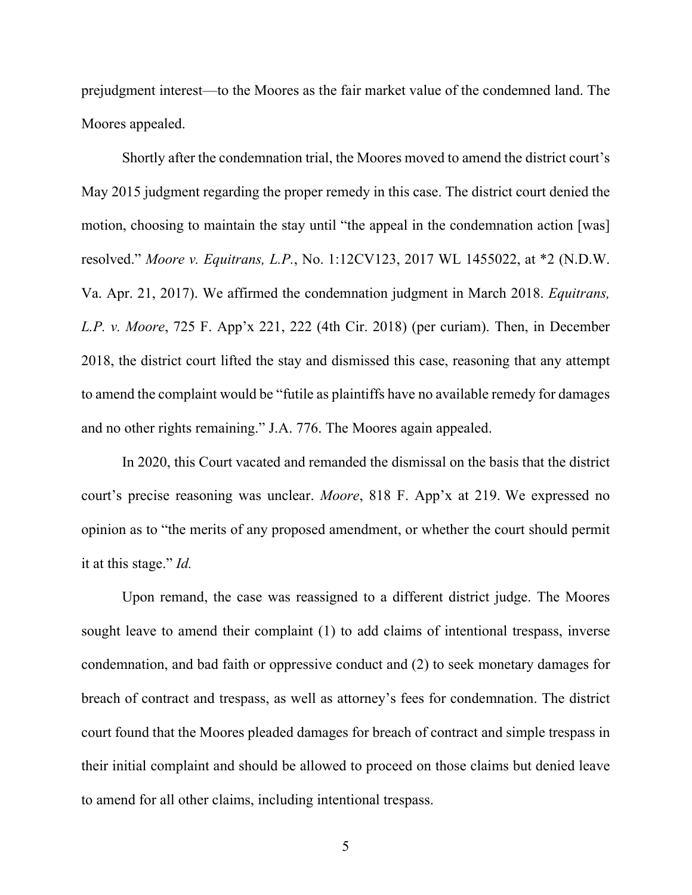prejudgment interest—to the Moores as the fair market value of the condemned land. The Moores appealed.

Shortly after the condemnation trial, the Moores moved to amend the district court's May 2015 judgment regarding the proper remedy in this case. The district court denied the motion, choosing to maintain the stay until "the appeal in the condemnation action [was] resolved." *Moore v. Equitrans, L.P.*, No. 1:12CV123, 2017 WL 1455022, at *2 (N.D.W. Va. Apr. 21, 2017). We affirmed the condemnation judgment in March 2018. *Equitrans, L.P. v. Moore*, 725 F. App'x 221, 222 (4th Cir. 2018) (per curiam). Then, in December 2018, the district court lifted the stay and dismissed this case, reasoning that any attempt to amend the complaint would be "futile as plaintiffs have no available remedy for damages and no other rights remaining." J.A. 776. The Moores again appealed.

In 2020, this Court vacated and remanded the dismissal on the basis that the district court's precise reasoning was unclear. *Moore*, 818 F. App'x at 219. We expressed no opinion as to "the merits of any proposed amendment, or whether the court should permit it at this stage." *Id.*

Upon remand, the case was reassigned to a different district judge. The Moores sought leave to amend their complaint (1) to add claims of intentional trespass, inverse condemnation, and bad faith or oppressive conduct and (2) to seek monetary damages for breach of contract and trespass, as well as attorney's fees for condemnation. The district court found that the Moores pleaded damages for breach of contract and simple trespass in their initial complaint and should be allowed to proceed on those claims but denied leave to amend for all other claims, including intentional trespass.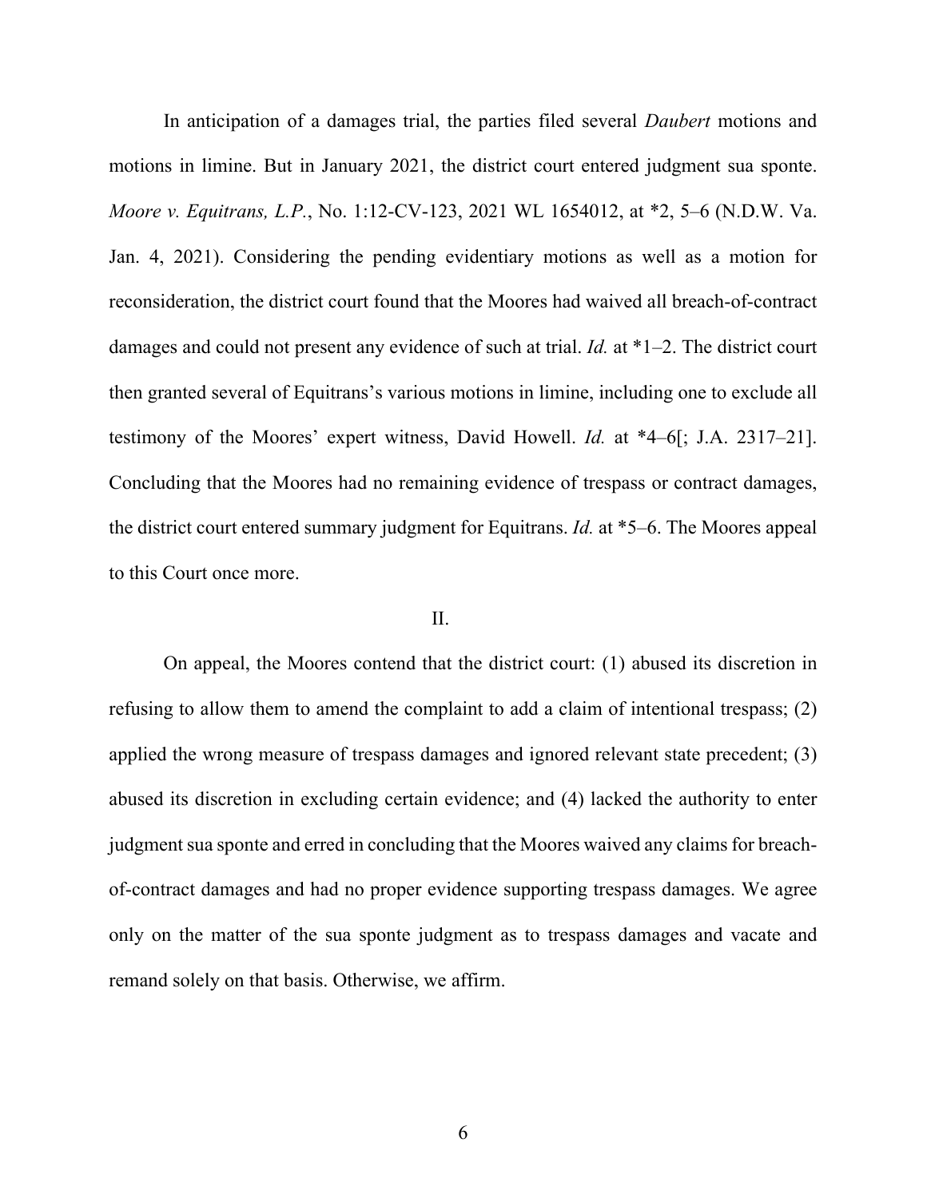In anticipation of a damages trial, the parties filed several *Daubert* motions and motions in limine. But in January 2021, the district court entered judgment sua sponte. *Moore v. Equitrans, L.P.*, No. 1:12-CV-123, 2021 WL 1654012, at *2, 5–6 (N.D.W. Va. Jan. 4, 2021). Considering the pending evidentiary motions as well as a motion for reconsideration, the district court found that the Moores had waived all breach-of-contract damages and could not present any evidence of such at trial. *Id.* at *1–2. The district court then granted several of Equitrans's various motions in limine, including one to exclude all testimony of the Moores' expert witness, David Howell. *Id.* at *4–6[; J.A. 2317–21]. Concluding that the Moores had no remaining evidence of trespass or contract damages, the district court entered summary judgment for Equitrans. *Id.* at *5–6. The Moores appeal to this Court once more.

## II.

On appeal, the Moores contend that the district court: (1) abused its discretion in refusing to allow them to amend the complaint to add a claim of intentional trespass; (2) applied the wrong measure of trespass damages and ignored relevant state precedent; (3) abused its discretion in excluding certain evidence; and (4) lacked the authority to enter judgment sua sponte and erred in concluding that the Moores waived any claims for breach-of-contract damages and had no proper evidence supporting trespass damages. We agree only on the matter of the sua sponte judgment as to trespass damages and vacate and remand solely on that basis. Otherwise, we affirm.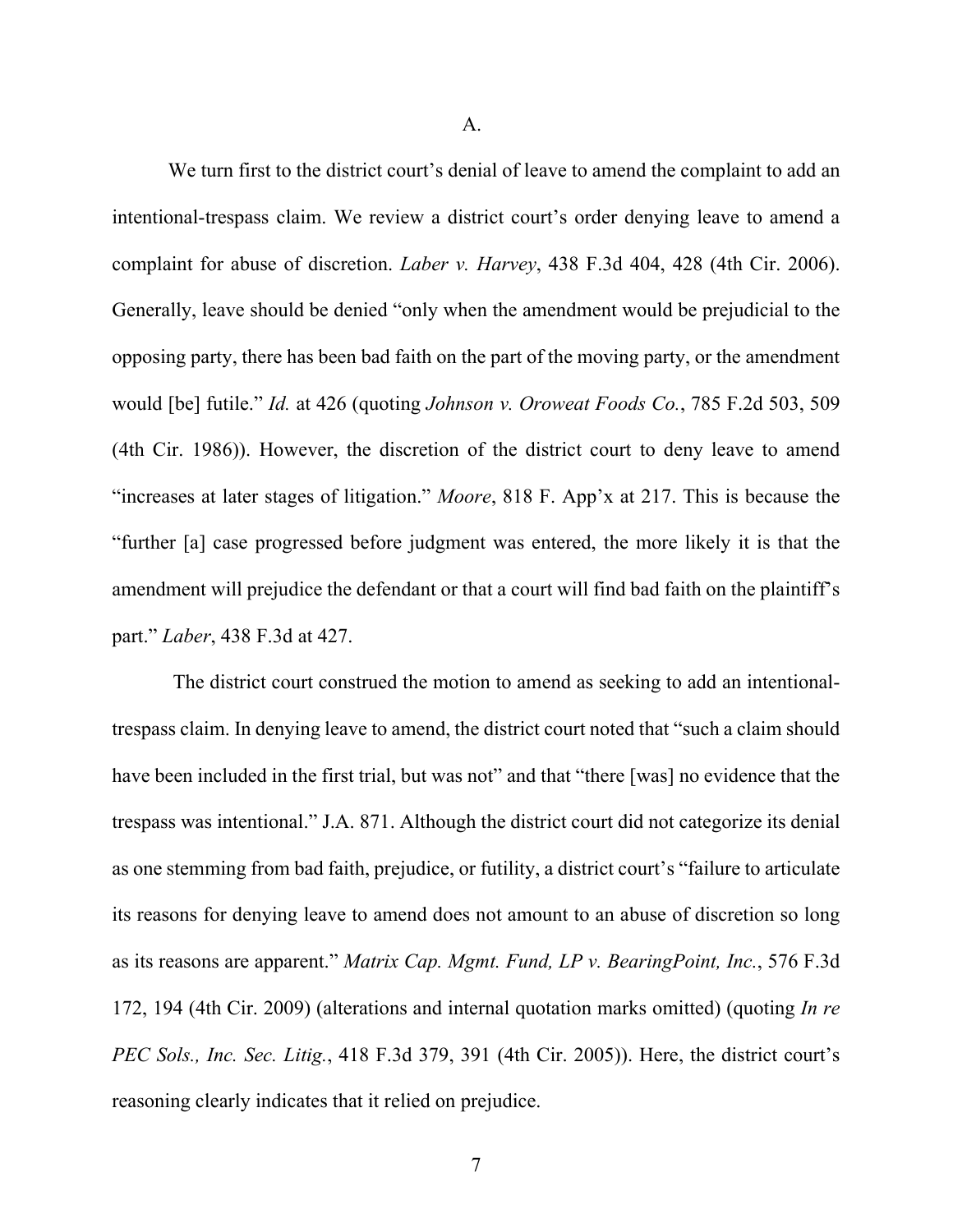### A.

We turn first to the district court's denial of leave to amend the complaint to add an intentional-trespass claim. We review a district court's order denying leave to amend a complaint for abuse of discretion. *Laber v. Harvey*, 438 F.3d 404, 428 (4th Cir. 2006). Generally, leave should be denied "only when the amendment would be prejudicial to the opposing party, there has been bad faith on the part of the moving party, or the amendment would [be] futile." *Id.* at 426 (quoting *Johnson v. Oroweat Foods Co.*, 785 F.2d 503, 509 (4th Cir. 1986)). However, the discretion of the district court to deny leave to amend "increases at later stages of litigation." *Moore*, 818 F. App'x at 217. This is because the "further [a] case progressed before judgment was entered, the more likely it is that the amendment will prejudice the defendant or that a court will find bad faith on the plaintiff's part." *Laber*, 438 F.3d at 427.

The district court construed the motion to amend as seeking to add an intentional-trespass claim. In denying leave to amend, the district court noted that "such a claim should have been included in the first trial, but was not" and that "there [was] no evidence that the trespass was intentional." J.A. 871. Although the district court did not categorize its denial as one stemming from bad faith, prejudice, or futility, a district court's "failure to articulate its reasons for denying leave to amend does not amount to an abuse of discretion so long as its reasons are apparent." *Matrix Cap. Mgmt. Fund, LP v. BearingPoint, Inc.*, 576 F.3d 172, 194 (4th Cir. 2009) (alterations and internal quotation marks omitted) (quoting *In re PEC Sols., Inc. Sec. Litig.*, 418 F.3d 379, 391 (4th Cir. 2005)). Here, the district court's reasoning clearly indicates that it relied on prejudice.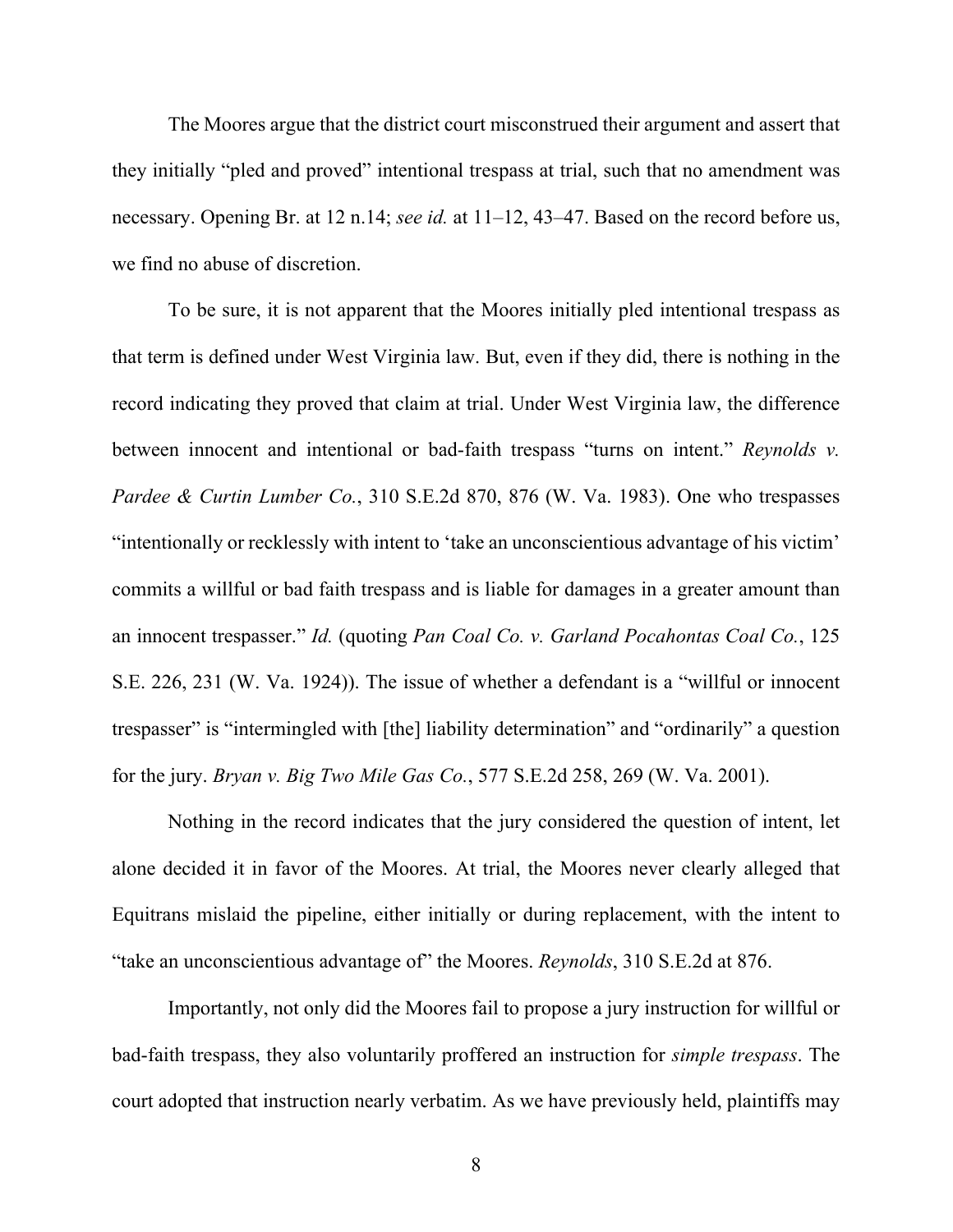The Moores argue that the district court misconstrued their argument and assert that they initially "pled and proved" intentional trespass at trial, such that no amendment was necessary. Opening Br. at 12 n.14; *see id.* at 11–12, 43–47. Based on the record before us, we find no abuse of discretion.

To be sure, it is not apparent that the Moores initially pled intentional trespass as that term is defined under West Virginia law. But, even if they did, there is nothing in the record indicating they proved that claim at trial. Under West Virginia law, the difference between innocent and intentional or bad-faith trespass "turns on intent." *Reynolds v. Pardee & Curtin Lumber Co.*, 310 S.E.2d 870, 876 (W. Va. 1983). One who trespasses "intentionally or recklessly with intent to 'take an unconscientious advantage of his victim' commits a willful or bad faith trespass and is liable for damages in a greater amount than an innocent trespasser." *Id.* (quoting *Pan Coal Co. v. Garland Pocahontas Coal Co.*, 125 S.E. 226, 231 (W. Va. 1924)). The issue of whether a defendant is a "willful or innocent trespasser" is "intermingled with [the] liability determination" and "ordinarily" a question for the jury. *Bryan v. Big Two Mile Gas Co.*, 577 S.E.2d 258, 269 (W. Va. 2001).

Nothing in the record indicates that the jury considered the question of intent, let alone decided it in favor of the Moores. At trial, the Moores never clearly alleged that Equitrans mislaid the pipeline, either initially or during replacement, with the intent to "take an unconscientious advantage of" the Moores. *Reynolds*, 310 S.E.2d at 876.

Importantly, not only did the Moores fail to propose a jury instruction for willful or bad-faith trespass, they also voluntarily proffered an instruction for *simple trespass*. The court adopted that instruction nearly verbatim. As we have previously held, plaintiffs may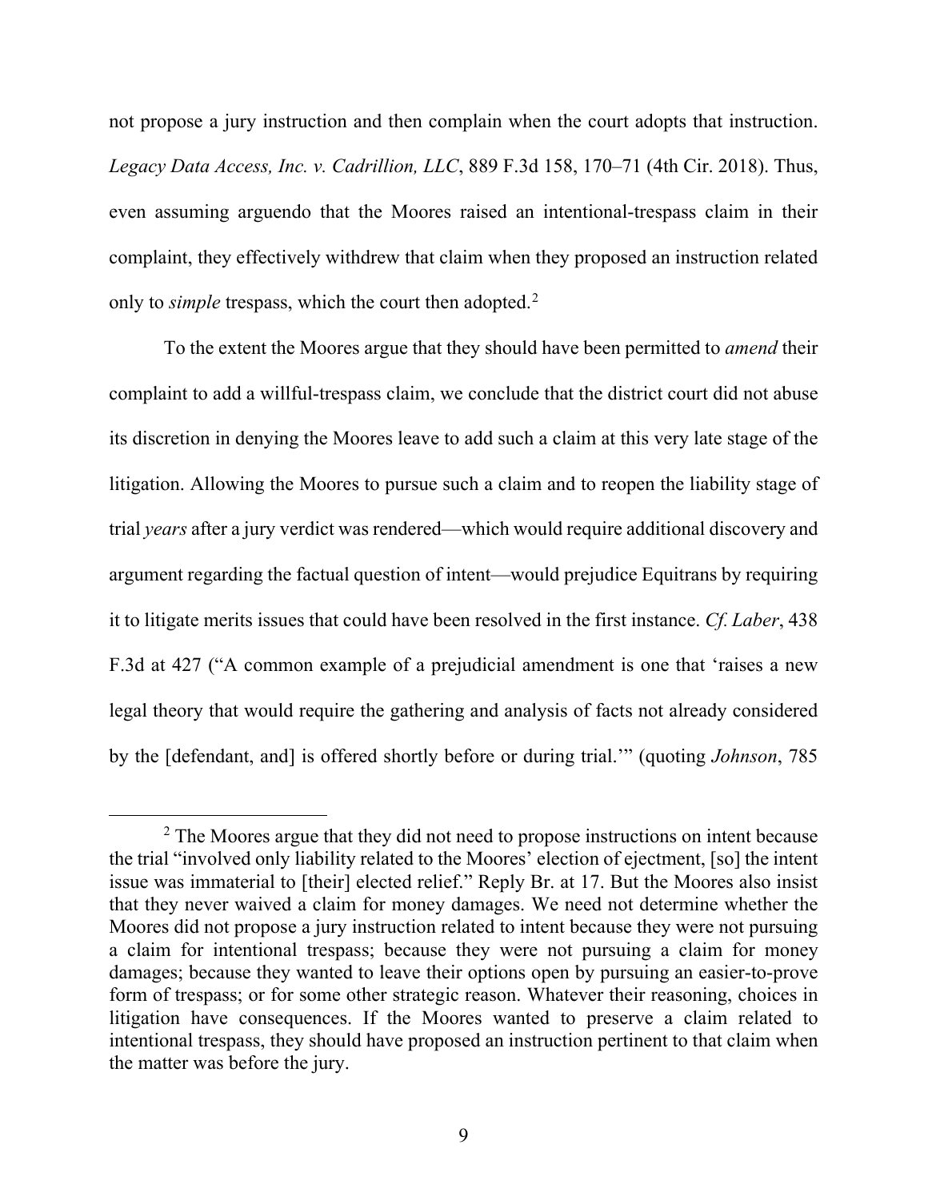not propose a jury instruction and then complain when the court adopts that instruction. *Legacy Data Access, Inc. v. Cadrillion, LLC*, 889 F.3d 158, 170–71 (4th Cir. 2018). Thus, even assuming arguendo that the Moores raised an intentional-trespass claim in their complaint, they effectively withdrew that claim when they proposed an instruction related only to *simple* trespass, which the court then adopted.[2]

To the extent the Moores argue that they should have been permitted to *amend* their complaint to add a willful-trespass claim, we conclude that the district court did not abuse its discretion in denying the Moores leave to add such a claim at this very late stage of the litigation. Allowing the Moores to pursue such a claim and to reopen the liability stage of trial *years* after a jury verdict was rendered—which would require additional discovery and argument regarding the factual question of intent—would prejudice Equitrans by requiring it to litigate merits issues that could have been resolved in the first instance. *Cf. Laber*, 438 F.3d at 427 ("A common example of a prejudicial amendment is one that 'raises a new legal theory that would require the gathering and analysis of facts not already considered by the [defendant, and] is offered shortly before or during trial.'" (quoting *Johnson*, 785

---

[2] The Moores argue that they did not need to propose instructions on intent because the trial "involved only liability related to the Moores' election of ejectment, [so] the intent issue was immaterial to [their] elected relief." Reply Br. at 17. But the Moores also insist that they never waived a claim for money damages. We need not determine whether the Moores did not propose a jury instruction related to intent because they were not pursuing a claim for intentional trespass; because they were not pursuing a claim for money damages; because they wanted to leave their options open by pursuing an easier-to-prove form of trespass; or for some other strategic reason. Whatever their reasoning, choices in litigation have consequences. If the Moores wanted to preserve a claim related to intentional trespass, they should have proposed an instruction pertinent to that claim when the matter was before the jury.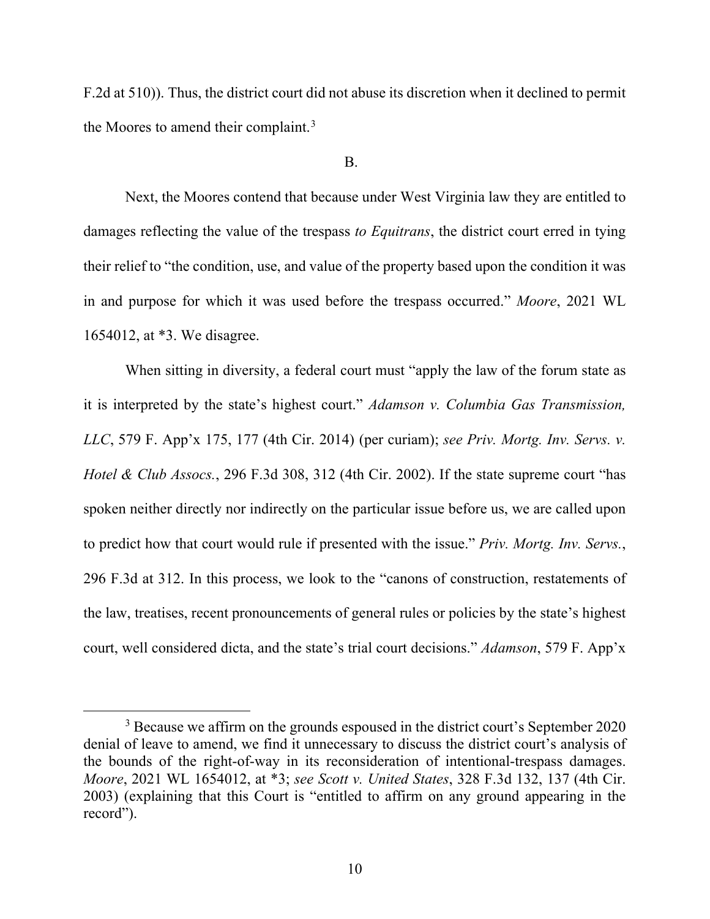F.2d at 510)). Thus, the district court did not abuse its discretion when it declined to permit the Moores to amend their complaint.[3]

B.

Next, the Moores contend that because under West Virginia law they are entitled to damages reflecting the value of the trespass *to Equitrans*, the district court erred in tying their relief to "the condition, use, and value of the property based upon the condition it was in and purpose for which it was used before the trespass occurred." *Moore*, 2021 WL 1654012, at *3. We disagree.

When sitting in diversity, a federal court must "apply the law of the forum state as it is interpreted by the state's highest court." *Adamson v. Columbia Gas Transmission, LLC*, 579 F. App'x 175, 177 (4th Cir. 2014) (per curiam); *see Priv. Mortg. Inv. Servs. v. Hotel & Club Assocs.*, 296 F.3d 308, 312 (4th Cir. 2002). If the state supreme court "has spoken neither directly nor indirectly on the particular issue before us, we are called upon to predict how that court would rule if presented with the issue." *Priv. Mortg. Inv. Servs.*, 296 F.3d at 312. In this process, we look to the "canons of construction, restatements of the law, treatises, recent pronouncements of general rules or policies by the state's highest court, well considered dicta, and the state's trial court decisions." *Adamson*, 579 F. App'x

[3] Because we affirm on the grounds espoused in the district court's September 2020 denial of leave to amend, we find it unnecessary to discuss the district court's analysis of the bounds of the right-of-way in its reconsideration of intentional-trespass damages. *Moore*, 2021 WL 1654012, at *3; *see Scott v. United States*, 328 F.3d 132, 137 (4th Cir. 2003) (explaining that this Court is "entitled to affirm on any ground appearing in the record").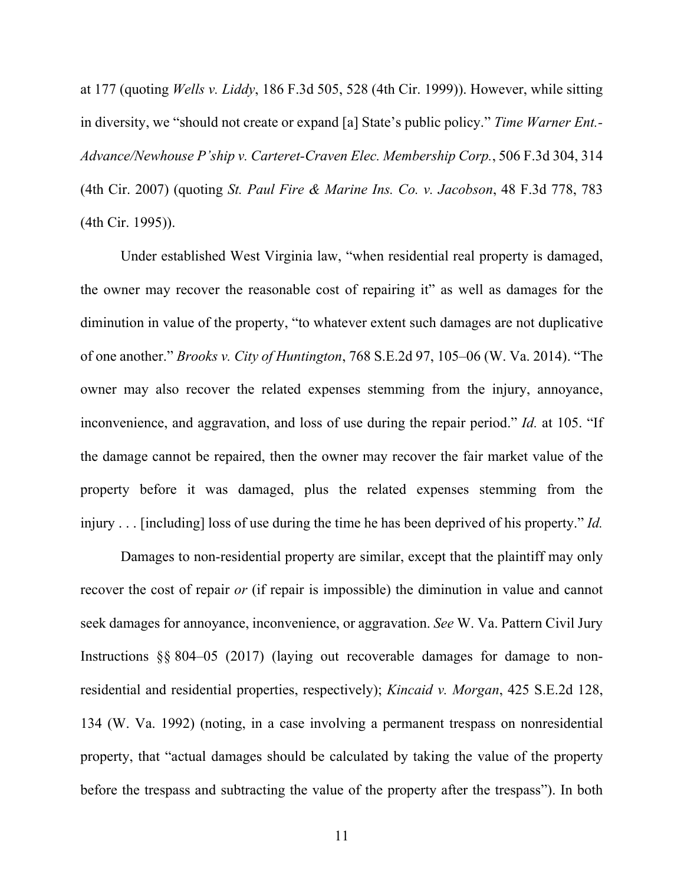at 177 (quoting *Wells v. Liddy*, 186 F.3d 505, 528 (4th Cir. 1999)). However, while sitting in diversity, we "should not create or expand [a] State's public policy." *Time Warner Ent.-Advance/Newhouse P'ship v. Carteret-Craven Elec. Membership Corp.*, 506 F.3d 304, 314 (4th Cir. 2007) (quoting *St. Paul Fire & Marine Ins. Co. v. Jacobson*, 48 F.3d 778, 783 (4th Cir. 1995)).

Under established West Virginia law, "when residential real property is damaged, the owner may recover the reasonable cost of repairing it" as well as damages for the diminution in value of the property, "to whatever extent such damages are not duplicative of one another." *Brooks v. City of Huntington*, 768 S.E.2d 97, 105–06 (W. Va. 2014). "The owner may also recover the related expenses stemming from the injury, annoyance, inconvenience, and aggravation, and loss of use during the repair period." *Id.* at 105. "If the damage cannot be repaired, then the owner may recover the fair market value of the property before it was damaged, plus the related expenses stemming from the injury . . . [including] loss of use during the time he has been deprived of his property." *Id.*

Damages to non-residential property are similar, except that the plaintiff may only recover the cost of repair *or* (if repair is impossible) the diminution in value and cannot seek damages for annoyance, inconvenience, or aggravation. *See* W. Va. Pattern Civil Jury Instructions §§ 804–05 (2017) (laying out recoverable damages for damage to non-residential and residential properties, respectively); *Kincaid v. Morgan*, 425 S.E.2d 128, 134 (W. Va. 1992) (noting, in a case involving a permanent trespass on nonresidential property, that "actual damages should be calculated by taking the value of the property before the trespass and subtracting the value of the property after the trespass"). In both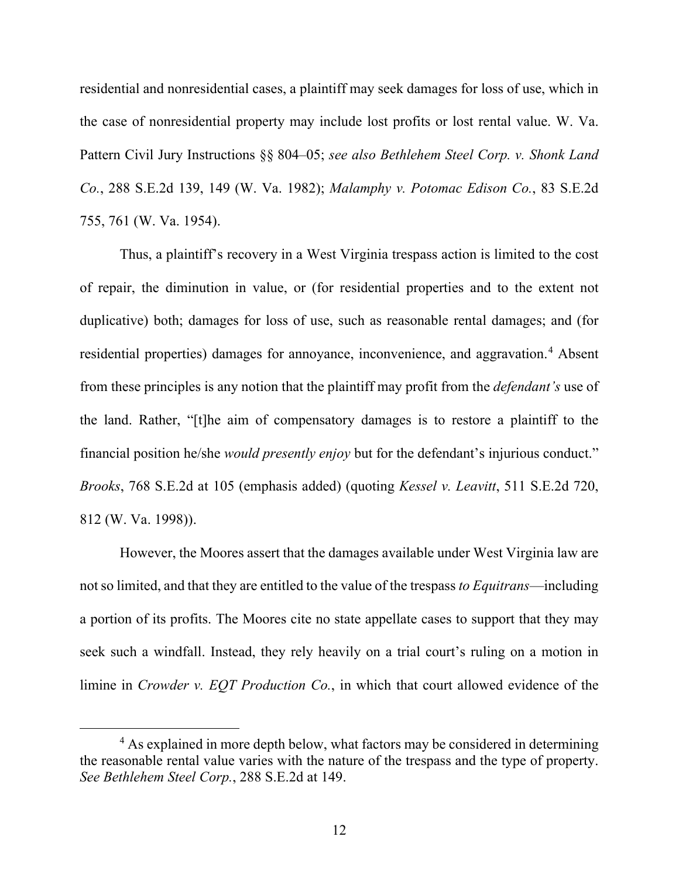residential and nonresidential cases, a plaintiff may seek damages for loss of use, which in the case of nonresidential property may include lost profits or lost rental value. W. Va. Pattern Civil Jury Instructions §§ 804–05; *see also Bethlehem Steel Corp. v. Shonk Land Co.*, 288 S.E.2d 139, 149 (W. Va. 1982); *Malamphy v. Potomac Edison Co.*, 83 S.E.2d 755, 761 (W. Va. 1954).

Thus, a plaintiff's recovery in a West Virginia trespass action is limited to the cost of repair, the diminution in value, or (for residential properties and to the extent not duplicative) both; damages for loss of use, such as reasonable rental damages; and (for residential properties) damages for annoyance, inconvenience, and aggravation.[4] Absent from these principles is any notion that the plaintiff may profit from the *defendant's* use of the land. Rather, "[t]he aim of compensatory damages is to restore a plaintiff to the financial position he/she *would presently enjoy* but for the defendant's injurious conduct." *Brooks*, 768 S.E.2d at 105 (emphasis added) (quoting *Kessel v. Leavitt*, 511 S.E.2d 720, 812 (W. Va. 1998)).

However, the Moores assert that the damages available under West Virginia law are not so limited, and that they are entitled to the value of the trespass *to Equitrans*—including a portion of its profits. The Moores cite no state appellate cases to support that they may seek such a windfall. Instead, they rely heavily on a trial court's ruling on a motion in limine in *Crowder v. EQT Production Co.*, in which that court allowed evidence of the

[4] As explained in more depth below, what factors may be considered in determining the reasonable rental value varies with the nature of the trespass and the type of property. *See Bethlehem Steel Corp.*, 288 S.E.2d at 149.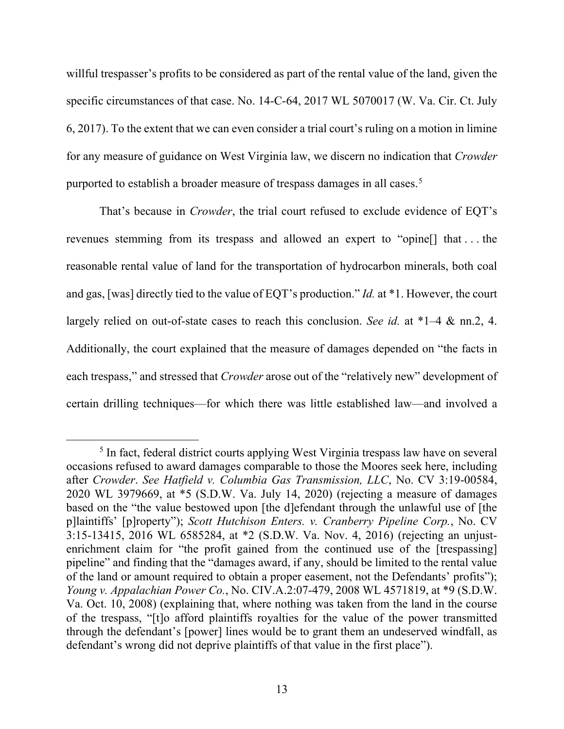willful trespasser's profits to be considered as part of the rental value of the land, given the specific circumstances of that case. No. 14-C-64, 2017 WL 5070017 (W. Va. Cir. Ct. July 6, 2017). To the extent that we can even consider a trial court's ruling on a motion in limine for any measure of guidance on West Virginia law, we discern no indication that *Crowder* purported to establish a broader measure of trespass damages in all cases.[5]

That's because in *Crowder*, the trial court refused to exclude evidence of EQT's revenues stemming from its trespass and allowed an expert to "opine[] that . . . the reasonable rental value of land for the transportation of hydrocarbon minerals, both coal and gas, [was] directly tied to the value of EQT's production." *Id.* at *1. However, the court largely relied on out-of-state cases to reach this conclusion. *See id.* at *1–4 & nn.2, 4. Additionally, the court explained that the measure of damages depended on "the facts in each trespass," and stressed that *Crowder* arose out of the "relatively new" development of certain drilling techniques—for which there was little established law—and involved a

[5] In fact, federal district courts applying West Virginia trespass law have on several occasions refused to award damages comparable to those the Moores seek here, including after *Crowder*. *See Hatfield v. Columbia Gas Transmission, LLC*, No. CV 3:19-00584, 2020 WL 3979669, at *5 (S.D.W. Va. July 14, 2020) (rejecting a measure of damages based on the "the value bestowed upon [the d]efendant through the unlawful use of [the p]laintiffs' [p]roperty"); *Scott Hutchison Enters. v. Cranberry Pipeline Corp.*, No. CV 3:15-13415, 2016 WL 6585284, at *2 (S.D.W. Va. Nov. 4, 2016) (rejecting an unjust-enrichment claim for "the profit gained from the continued use of the [trespassing] pipeline" and finding that the "damages award, if any, should be limited to the rental value of the land or amount required to obtain a proper easement, not the Defendants' profits"); *Young v. Appalachian Power Co.*, No. CIV.A.2:07-479, 2008 WL 4571819, at *9 (S.D.W. Va. Oct. 10, 2008) (explaining that, where nothing was taken from the land in the course of the trespass, "[t]o afford plaintiffs royalties for the value of the power transmitted through the defendant's [power] lines would be to grant them an undeserved windfall, as defendant's wrong did not deprive plaintiffs of that value in the first place").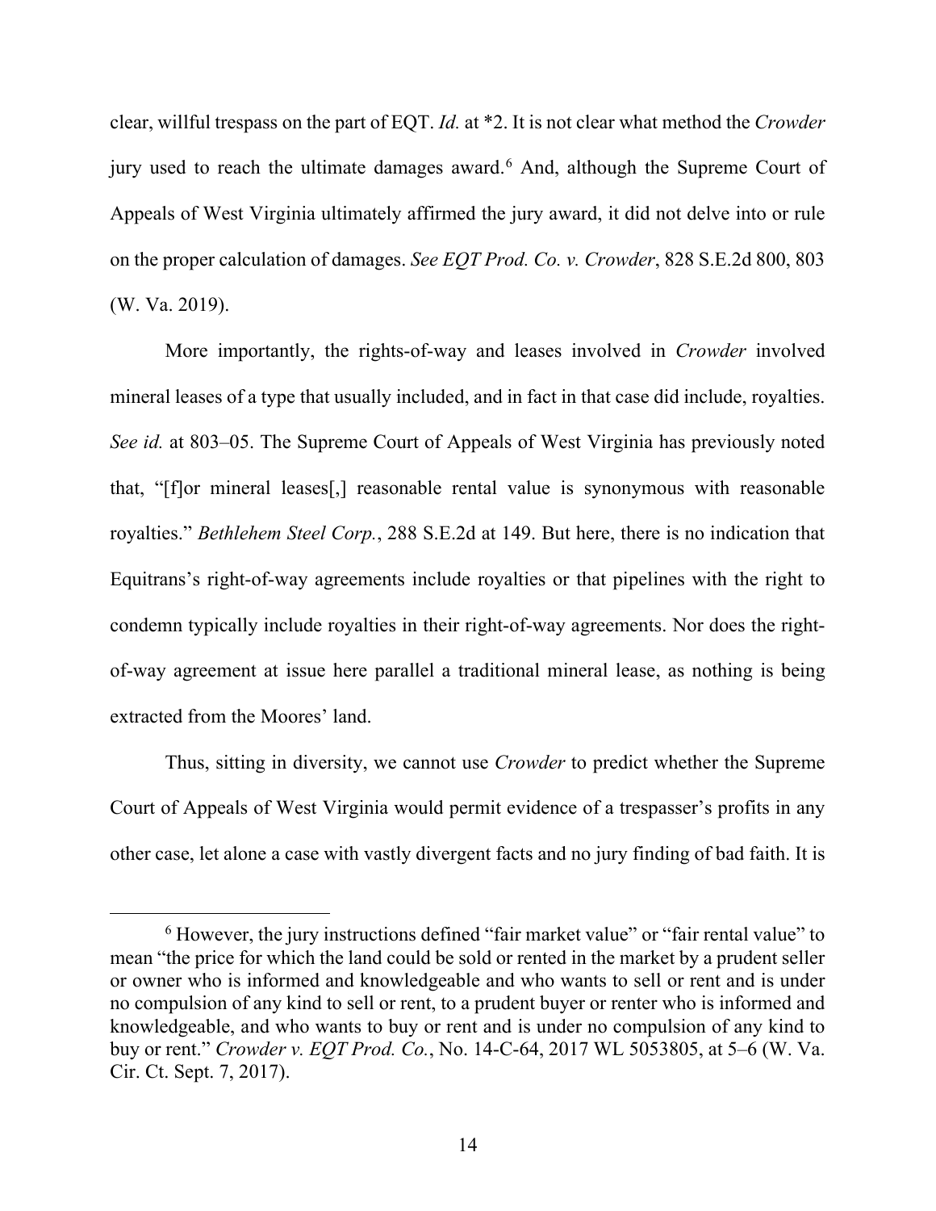clear, willful trespass on the part of EQT. *Id.* at \*2. It is not clear what method the *Crowder* jury used to reach the ultimate damages award.[6] And, although the Supreme Court of Appeals of West Virginia ultimately affirmed the jury award, it did not delve into or rule on the proper calculation of damages. *See EQT Prod. Co. v. Crowder*, 828 S.E.2d 800, 803 (W. Va. 2019).

More importantly, the rights-of-way and leases involved in *Crowder* involved mineral leases of a type that usually included, and in fact in that case did include, royalties. *See id.* at 803–05. The Supreme Court of Appeals of West Virginia has previously noted that, "[f]or mineral leases[,] reasonable rental value is synonymous with reasonable royalties." *Bethlehem Steel Corp.*, 288 S.E.2d at 149. But here, there is no indication that Equitrans's right-of-way agreements include royalties or that pipelines with the right to condemn typically include royalties in their right-of-way agreements. Nor does the right-of-way agreement at issue here parallel a traditional mineral lease, as nothing is being extracted from the Moores' land.

Thus, sitting in diversity, we cannot use *Crowder* to predict whether the Supreme Court of Appeals of West Virginia would permit evidence of a trespasser's profits in any other case, let alone a case with vastly divergent facts and no jury finding of bad faith. It is

---

[6] However, the jury instructions defined "fair market value" or "fair rental value" to mean "the price for which the land could be sold or rented in the market by a prudent seller or owner who is informed and knowledgeable and who wants to sell or rent and is under no compulsion of any kind to sell or rent, to a prudent buyer or renter who is informed and knowledgeable, and who wants to buy or rent and is under no compulsion of any kind to buy or rent." *Crowder v. EQT Prod. Co.*, No. 14-C-64, 2017 WL 5053805, at 5–6 (W. Va. Cir. Ct. Sept. 7, 2017).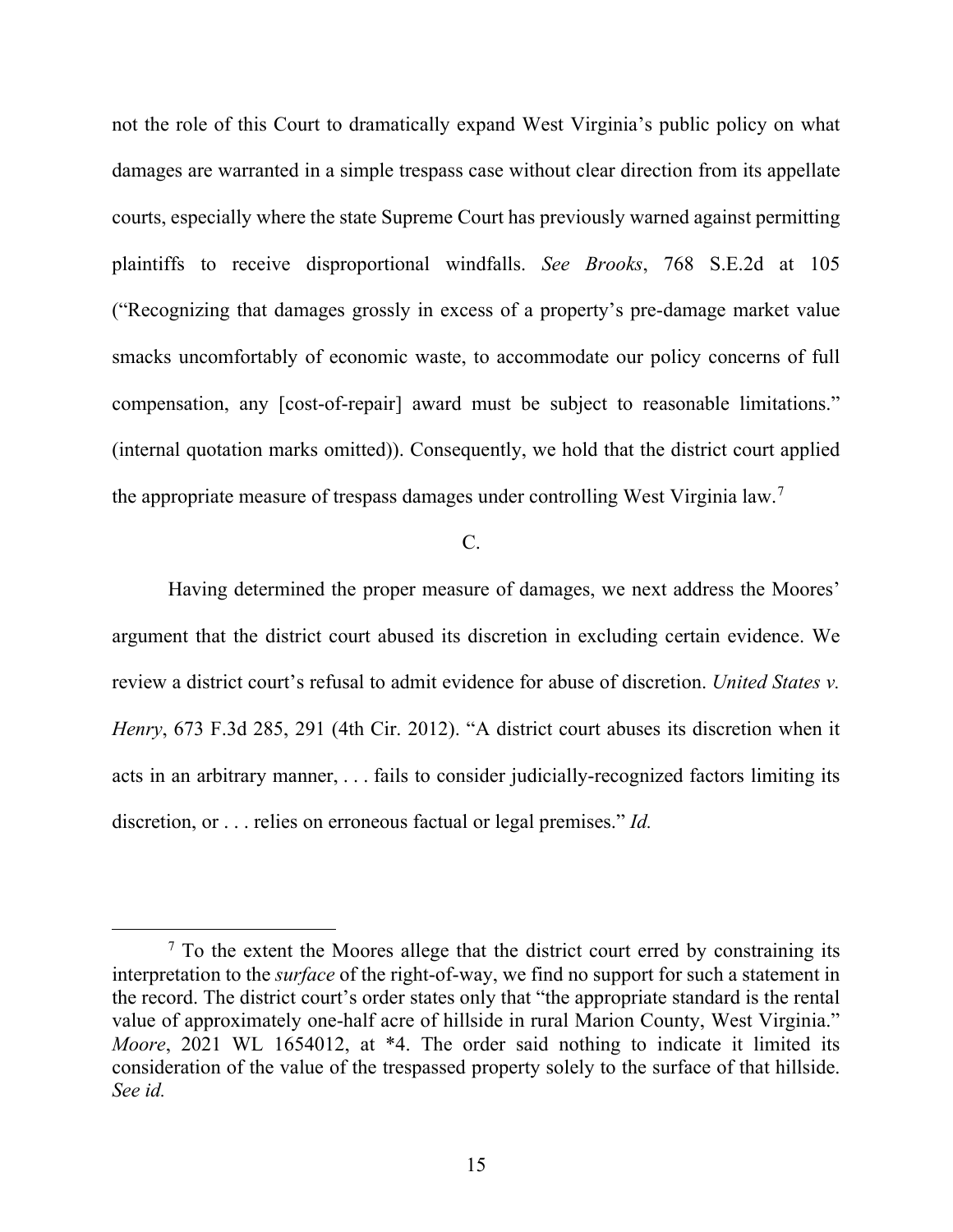not the role of this Court to dramatically expand West Virginia's public policy on what damages are warranted in a simple trespass case without clear direction from its appellate courts, especially where the state Supreme Court has previously warned against permitting plaintiffs to receive disproportional windfalls. *See Brooks*, 768 S.E.2d at 105 ("Recognizing that damages grossly in excess of a property's pre-damage market value smacks uncomfortably of economic waste, to accommodate our policy concerns of full compensation, any [cost-of-repair] award must be subject to reasonable limitations." (internal quotation marks omitted)). Consequently, we hold that the district court applied the appropriate measure of trespass damages under controlling West Virginia law.[7]

C.

Having determined the proper measure of damages, we next address the Moores' argument that the district court abused its discretion in excluding certain evidence. We review a district court's refusal to admit evidence for abuse of discretion. *United States v. Henry*, 673 F.3d 285, 291 (4th Cir. 2012). "A district court abuses its discretion when it acts in an arbitrary manner, . . . fails to consider judicially-recognized factors limiting its discretion, or . . . relies on erroneous factual or legal premises." *Id.*

---

[7] To the extent the Moores allege that the district court erred by constraining its interpretation to the *surface* of the right-of-way, we find no support for such a statement in the record. The district court's order states only that "the appropriate standard is the rental value of approximately one-half acre of hillside in rural Marion County, West Virginia." *Moore*, 2021 WL 1654012, at *4. The order said nothing to indicate it limited its consideration of the value of the trespassed property solely to the surface of that hillside. *See id.*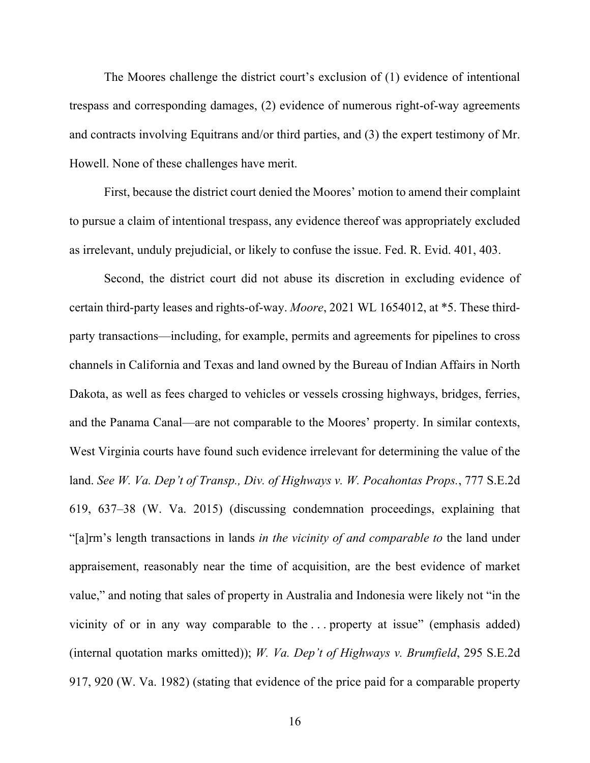The Moores challenge the district court's exclusion of (1) evidence of intentional trespass and corresponding damages, (2) evidence of numerous right-of-way agreements and contracts involving Equitrans and/or third parties, and (3) the expert testimony of Mr. Howell. None of these challenges have merit.

First, because the district court denied the Moores' motion to amend their complaint to pursue a claim of intentional trespass, any evidence thereof was appropriately excluded as irrelevant, unduly prejudicial, or likely to confuse the issue. Fed. R. Evid. 401, 403.

Second, the district court did not abuse its discretion in excluding evidence of certain third-party leases and rights-of-way. *Moore*, 2021 WL 1654012, at *5. These third-party transactions—including, for example, permits and agreements for pipelines to cross channels in California and Texas and land owned by the Bureau of Indian Affairs in North Dakota, as well as fees charged to vehicles or vessels crossing highways, bridges, ferries, and the Panama Canal—are not comparable to the Moores' property. In similar contexts, West Virginia courts have found such evidence irrelevant for determining the value of the land. *See W. Va. Dep't of Transp., Div. of Highways v. W. Pocahontas Props.*, 777 S.E.2d 619, 637–38 (W. Va. 2015) (discussing condemnation proceedings, explaining that "[a]rm's length transactions in lands *in the vicinity of and comparable to* the land under appraisement, reasonably near the time of acquisition, are the best evidence of market value," and noting that sales of property in Australia and Indonesia were likely not "in the vicinity of or in any way comparable to the . . . property at issue" (emphasis added) (internal quotation marks omitted)); *W. Va. Dep't of Highways v. Brumfield*, 295 S.E.2d 917, 920 (W. Va. 1982) (stating that evidence of the price paid for a comparable property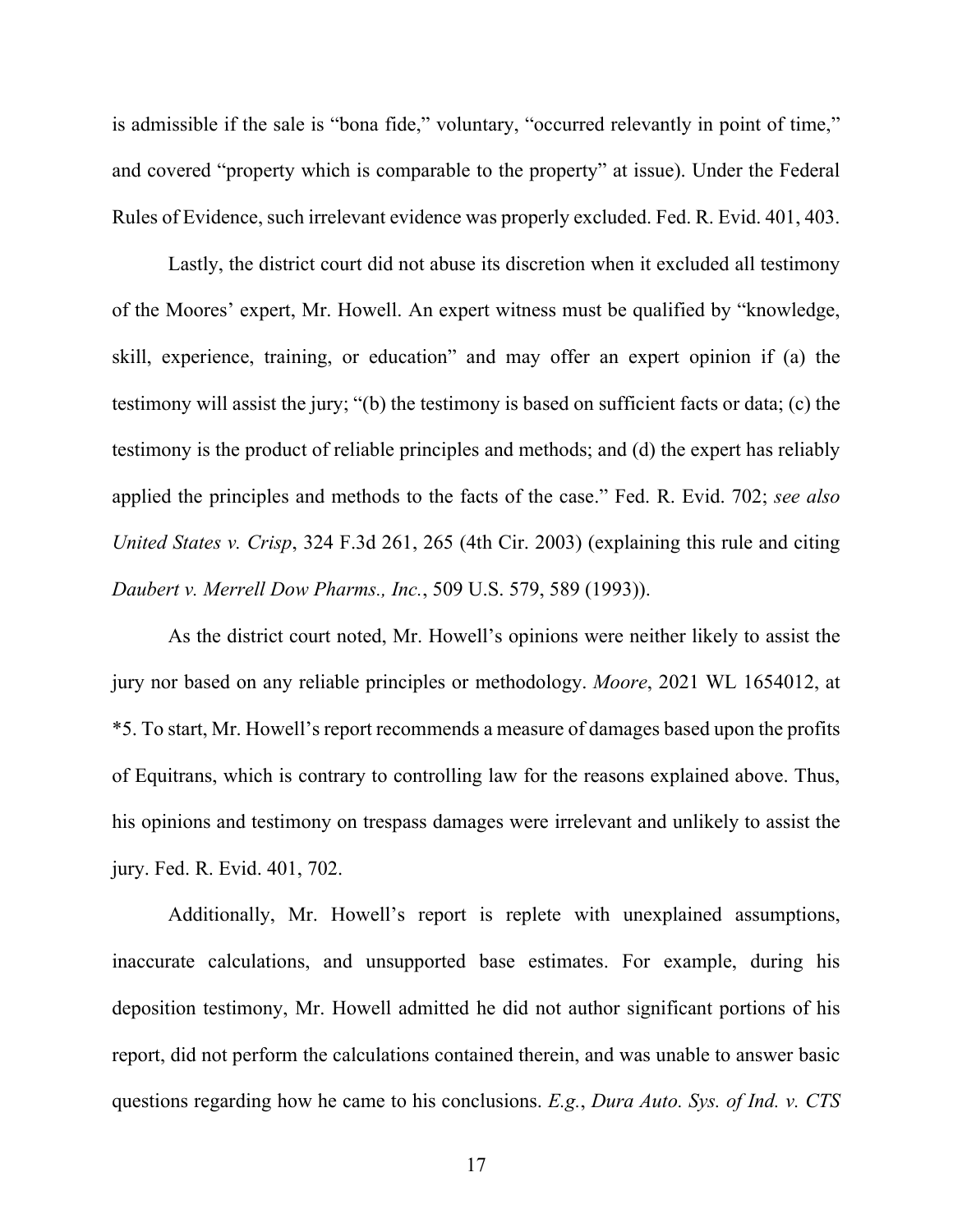is admissible if the sale is "bona fide," voluntary, "occurred relevantly in point of time," and covered "property which is comparable to the property" at issue). Under the Federal Rules of Evidence, such irrelevant evidence was properly excluded. Fed. R. Evid. 401, 403.

Lastly, the district court did not abuse its discretion when it excluded all testimony of the Moores' expert, Mr. Howell. An expert witness must be qualified by "knowledge, skill, experience, training, or education" and may offer an expert opinion if (a) the testimony will assist the jury; "(b) the testimony is based on sufficient facts or data; (c) the testimony is the product of reliable principles and methods; and (d) the expert has reliably applied the principles and methods to the facts of the case." Fed. R. Evid. 702; *see also United States v. Crisp*, 324 F.3d 261, 265 (4th Cir. 2003) (explaining this rule and citing *Daubert v. Merrell Dow Pharms., Inc.*, 509 U.S. 579, 589 (1993)).

As the district court noted, Mr. Howell's opinions were neither likely to assist the jury nor based on any reliable principles or methodology. *Moore*, 2021 WL 1654012, at *5. To start, Mr. Howell's report recommends a measure of damages based upon the profits of Equitrans, which is contrary to controlling law for the reasons explained above. Thus, his opinions and testimony on trespass damages were irrelevant and unlikely to assist the jury. Fed. R. Evid. 401, 702.

Additionally, Mr. Howell's report is replete with unexplained assumptions, inaccurate calculations, and unsupported base estimates. For example, during his deposition testimony, Mr. Howell admitted he did not author significant portions of his report, did not perform the calculations contained therein, and was unable to answer basic questions regarding how he came to his conclusions. *E.g.*, *Dura Auto. Sys. of Ind. v. CTS*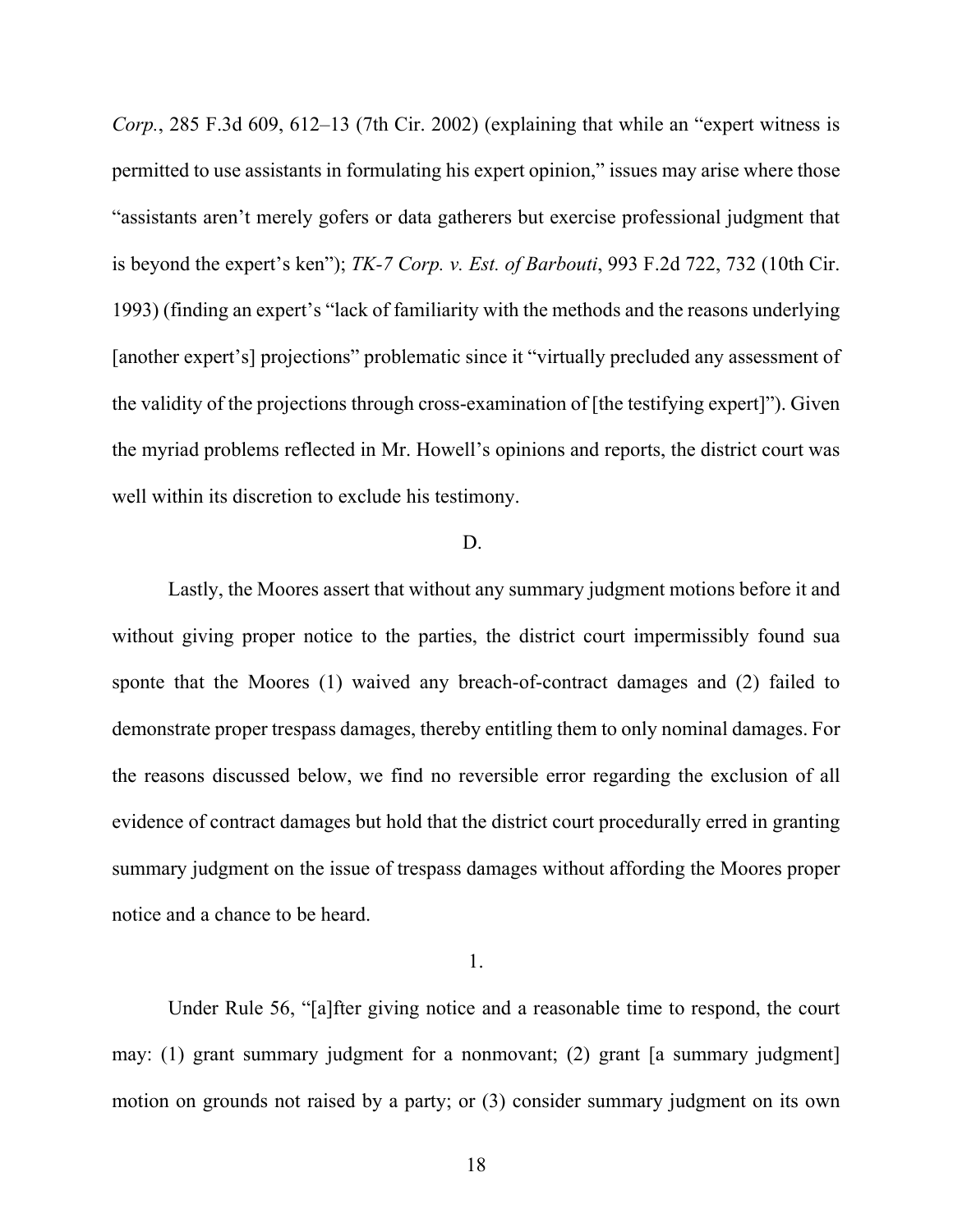*Corp.*, 285 F.3d 609, 612–13 (7th Cir. 2002) (explaining that while an "expert witness is permitted to use assistants in formulating his expert opinion," issues may arise where those "assistants aren't merely gofers or data gatherers but exercise professional judgment that is beyond the expert's ken"); *TK-7 Corp. v. Est. of Barbouti*, 993 F.2d 722, 732 (10th Cir. 1993) (finding an expert's "lack of familiarity with the methods and the reasons underlying [another expert's] projections" problematic since it "virtually precluded any assessment of the validity of the projections through cross-examination of [the testifying expert]"). Given the myriad problems reflected in Mr. Howell's opinions and reports, the district court was well within its discretion to exclude his testimony.

D.

Lastly, the Moores assert that without any summary judgment motions before it and without giving proper notice to the parties, the district court impermissibly found sua sponte that the Moores (1) waived any breach-of-contract damages and (2) failed to demonstrate proper trespass damages, thereby entitling them to only nominal damages. For the reasons discussed below, we find no reversible error regarding the exclusion of all evidence of contract damages but hold that the district court procedurally erred in granting summary judgment on the issue of trespass damages without affording the Moores proper notice and a chance to be heard.

1.

Under Rule 56, "[a]fter giving notice and a reasonable time to respond, the court may: (1) grant summary judgment for a nonmovant; (2) grant [a summary judgment] motion on grounds not raised by a party; or (3) consider summary judgment on its own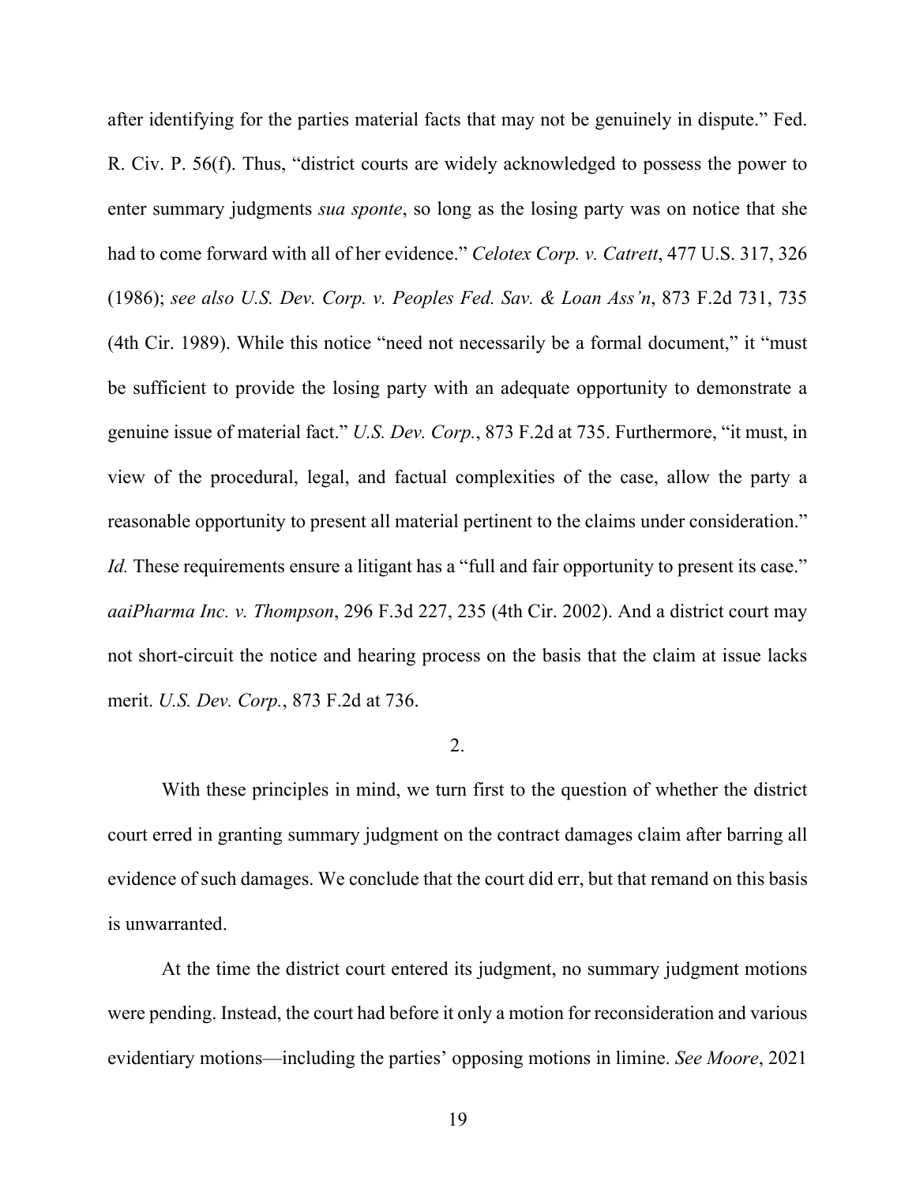after identifying for the parties material facts that may not be genuinely in dispute." Fed. R. Civ. P. 56(f). Thus, "district courts are widely acknowledged to possess the power to enter summary judgments *sua sponte*, so long as the losing party was on notice that she had to come forward with all of her evidence." *Celotex Corp. v. Catrett*, 477 U.S. 317, 326 (1986); *see also U.S. Dev. Corp. v. Peoples Fed. Sav. & Loan Ass'n*, 873 F.2d 731, 735 (4th Cir. 1989). While this notice "need not necessarily be a formal document," it "must be sufficient to provide the losing party with an adequate opportunity to demonstrate a genuine issue of material fact." *U.S. Dev. Corp.*, 873 F.2d at 735. Furthermore, "it must, in view of the procedural, legal, and factual complexities of the case, allow the party a reasonable opportunity to present all material pertinent to the claims under consideration." *Id.* These requirements ensure a litigant has a "full and fair opportunity to present its case." *aaiPharma Inc. v. Thompson*, 296 F.3d 227, 235 (4th Cir. 2002). And a district court may not short-circuit the notice and hearing process on the basis that the claim at issue lacks merit. *U.S. Dev. Corp.*, 873 F.2d at 736.

2.

With these principles in mind, we turn first to the question of whether the district court erred in granting summary judgment on the contract damages claim after barring all evidence of such damages. We conclude that the court did err, but that remand on this basis is unwarranted.

At the time the district court entered its judgment, no summary judgment motions were pending. Instead, the court had before it only a motion for reconsideration and various evidentiary motions—including the parties' opposing motions in limine. *See Moore*, 2021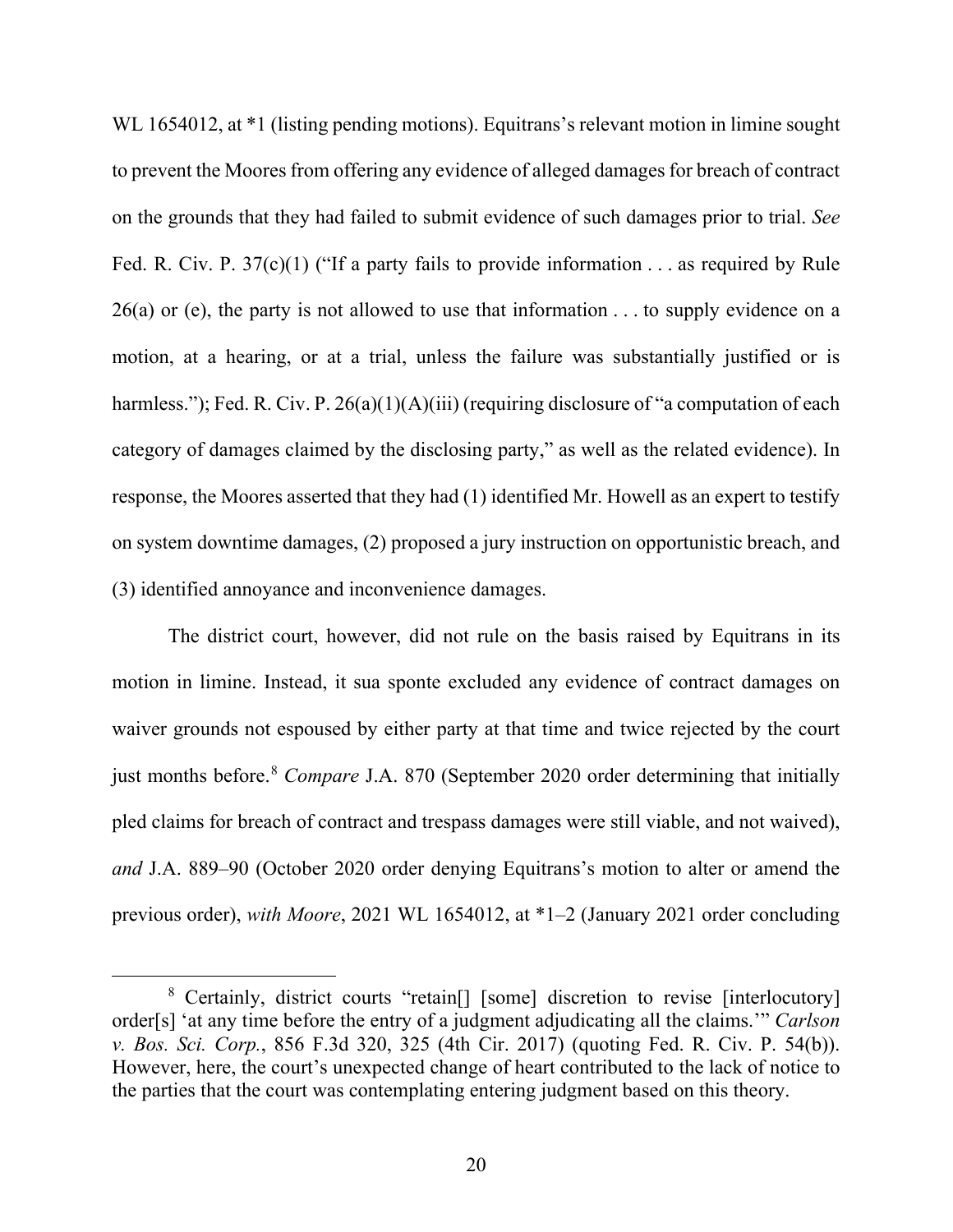WL 1654012, at *1 (listing pending motions). Equitrans's relevant motion in limine sought to prevent the Moores from offering any evidence of alleged damages for breach of contract on the grounds that they had failed to submit evidence of such damages prior to trial. *See* Fed. R. Civ. P. 37(c)(1) ("If a party fails to provide information . . . as required by Rule 26(a) or (e), the party is not allowed to use that information . . . to supply evidence on a motion, at a hearing, or at a trial, unless the failure was substantially justified or is harmless."); Fed. R. Civ. P. 26(a)(1)(A)(iii) (requiring disclosure of "a computation of each category of damages claimed by the disclosing party," as well as the related evidence). In response, the Moores asserted that they had (1) identified Mr. Howell as an expert to testify on system downtime damages, (2) proposed a jury instruction on opportunistic breach, and (3) identified annoyance and inconvenience damages.

The district court, however, did not rule on the basis raised by Equitrans in its motion in limine. Instead, it sua sponte excluded any evidence of contract damages on waiver grounds not espoused by either party at that time and twice rejected by the court just months before.[8] *Compare* J.A. 870 (September 2020 order determining that initially pled claims for breach of contract and trespass damages were still viable, and not waived), *and* J.A. 889–90 (October 2020 order denying Equitrans's motion to alter or amend the previous order), *with Moore*, 2021 WL 1654012, at *1–2 (January 2021 order concluding

[8] Certainly, district courts "retain[] [some] discretion to revise [interlocutory] order[s] 'at any time before the entry of a judgment adjudicating all the claims.'" *Carlson v. Bos. Sci. Corp.*, 856 F.3d 320, 325 (4th Cir. 2017) (quoting Fed. R. Civ. P. 54(b)). However, here, the court's unexpected change of heart contributed to the lack of notice to the parties that the court was contemplating entering judgment based on this theory.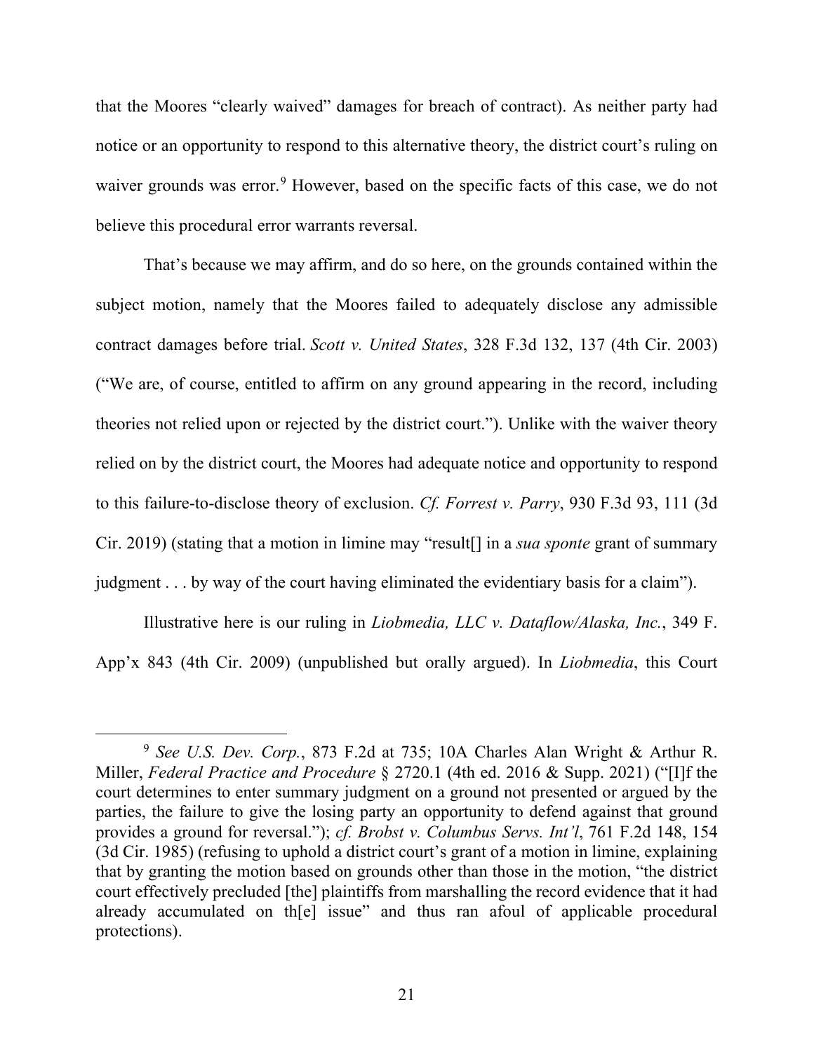that the Moores "clearly waived" damages for breach of contract). As neither party had notice or an opportunity to respond to this alternative theory, the district court's ruling on waiver grounds was error.[9] However, based on the specific facts of this case, we do not believe this procedural error warrants reversal.

That's because we may affirm, and do so here, on the grounds contained within the subject motion, namely that the Moores failed to adequately disclose any admissible contract damages before trial. *Scott v. United States*, 328 F.3d 132, 137 (4th Cir. 2003) ("We are, of course, entitled to affirm on any ground appearing in the record, including theories not relied upon or rejected by the district court."). Unlike with the waiver theory relied on by the district court, the Moores had adequate notice and opportunity to respond to this failure-to-disclose theory of exclusion. *Cf. Forrest v. Parry*, 930 F.3d 93, 111 (3d Cir. 2019) (stating that a motion in limine may "result[] in a *sua sponte* grant of summary judgment . . . by way of the court having eliminated the evidentiary basis for a claim").

Illustrative here is our ruling in *Liobmedia, LLC v. Dataflow/Alaska, Inc.*, 349 F. App'x 843 (4th Cir. 2009) (unpublished but orally argued). In *Liobmedia*, this Court

---

[9] *See U.S. Dev. Corp.*, 873 F.2d at 735; 10A Charles Alan Wright & Arthur R. Miller, *Federal Practice and Procedure* § 2720.1 (4th ed. 2016 & Supp. 2021) ("[I]f the court determines to enter summary judgment on a ground not presented or argued by the parties, the failure to give the losing party an opportunity to defend against that ground provides a ground for reversal."); *cf. Brobst v. Columbus Servs. Int'l*, 761 F.2d 148, 154 (3d Cir. 1985) (refusing to uphold a district court's grant of a motion in limine, explaining that by granting the motion based on grounds other than those in the motion, "the district court effectively precluded [the] plaintiffs from marshalling the record evidence that it had already accumulated on th[e] issue" and thus ran afoul of applicable procedural protections).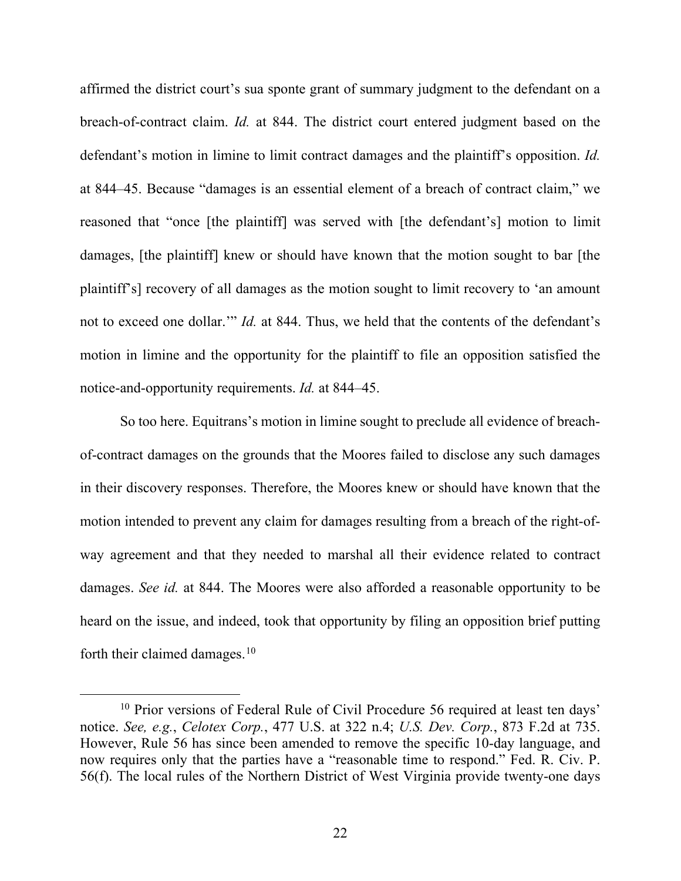affirmed the district court's sua sponte grant of summary judgment to the defendant on a breach-of-contract claim. *Id.* at 844. The district court entered judgment based on the defendant's motion in limine to limit contract damages and the plaintiff's opposition. *Id.* at 844–45. Because "damages is an essential element of a breach of contract claim," we reasoned that "once [the plaintiff] was served with [the defendant's] motion to limit damages, [the plaintiff] knew or should have known that the motion sought to bar [the plaintiff's] recovery of all damages as the motion sought to limit recovery to 'an amount not to exceed one dollar.'" *Id.* at 844. Thus, we held that the contents of the defendant's motion in limine and the opportunity for the plaintiff to file an opposition satisfied the notice-and-opportunity requirements. *Id.* at 844–45.

So too here. Equitrans's motion in limine sought to preclude all evidence of breach-of-contract damages on the grounds that the Moores failed to disclose any such damages in their discovery responses. Therefore, the Moores knew or should have known that the motion intended to prevent any claim for damages resulting from a breach of the right-of-way agreement and that they needed to marshal all their evidence related to contract damages. *See id.* at 844. The Moores were also afforded a reasonable opportunity to be heard on the issue, and indeed, took that opportunity by filing an opposition brief putting forth their claimed damages.[10]

[10] Prior versions of Federal Rule of Civil Procedure 56 required at least ten days' notice. *See, e.g.*, *Celotex Corp.*, 477 U.S. at 322 n.4; *U.S. Dev. Corp.*, 873 F.2d at 735. However, Rule 56 has since been amended to remove the specific 10-day language, and now requires only that the parties have a "reasonable time to respond." Fed. R. Civ. P. 56(f). The local rules of the Northern District of West Virginia provide twenty-one days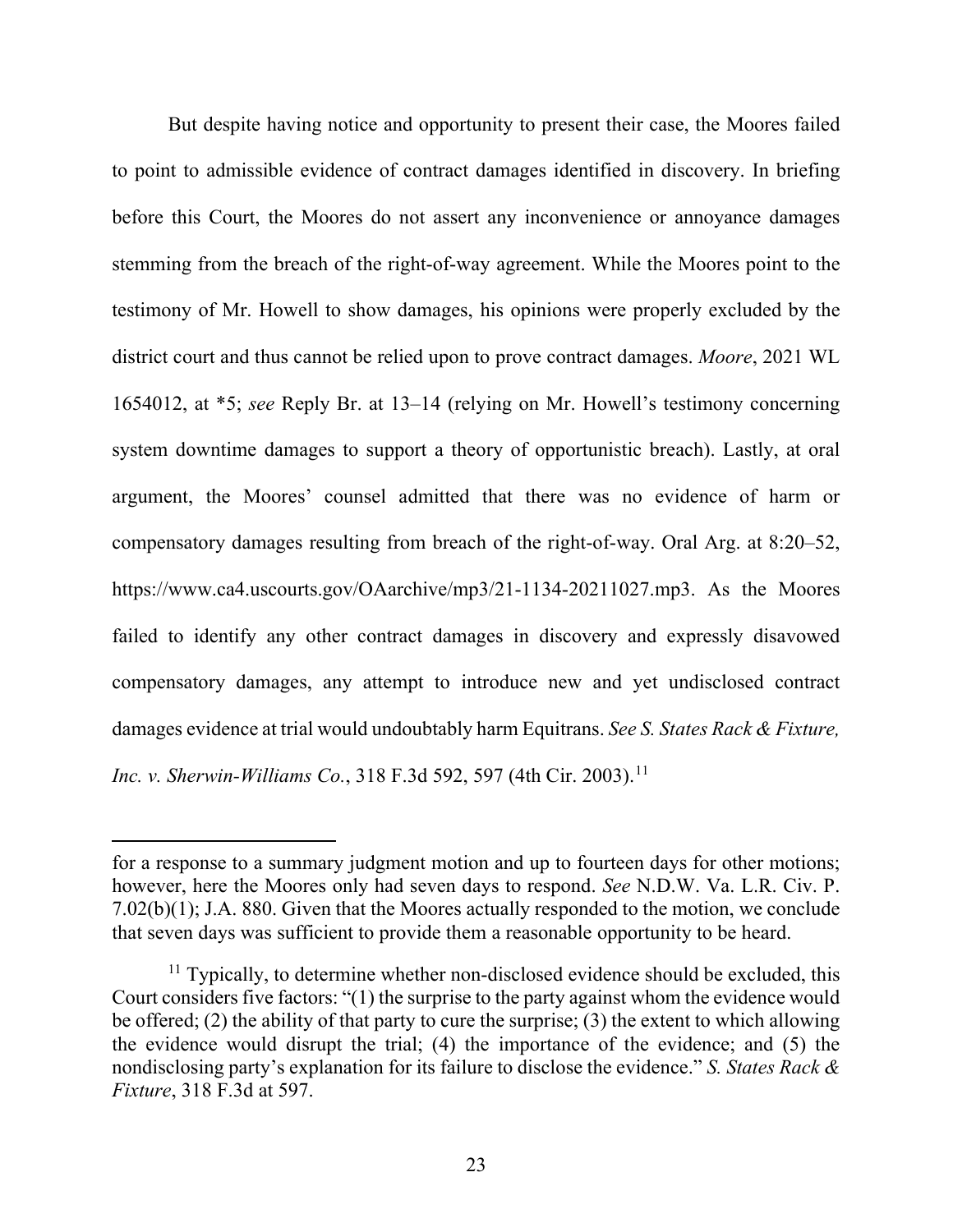But despite having notice and opportunity to present their case, the Moores failed to point to admissible evidence of contract damages identified in discovery. In briefing before this Court, the Moores do not assert any inconvenience or annoyance damages stemming from the breach of the right-of-way agreement. While the Moores point to the testimony of Mr. Howell to show damages, his opinions were properly excluded by the district court and thus cannot be relied upon to prove contract damages. *Moore*, 2021 WL 1654012, at *5; *see* Reply Br. at 13–14 (relying on Mr. Howell's testimony concerning system downtime damages to support a theory of opportunistic breach). Lastly, at oral argument, the Moores' counsel admitted that there was no evidence of harm or compensatory damages resulting from breach of the right-of-way. Oral Arg. at 8:20–52, https://www.ca4.uscourts.gov/OAarchive/mp3/21-1134-20211027.mp3. As the Moores failed to identify any other contract damages in discovery and expressly disavowed compensatory damages, any attempt to introduce new and yet undisclosed contract damages evidence at trial would undoubtably harm Equitrans. *See S. States Rack & Fixture, Inc. v. Sherwin-Williams Co.*, 318 F.3d 592, 597 (4th Cir. 2003).[11]

---

for a response to a summary judgment motion and up to fourteen days for other motions; however, here the Moores only had seven days to respond. *See* N.D.W. Va. L.R. Civ. P. 7.02(b)(1); J.A. 880. Given that the Moores actually responded to the motion, we conclude that seven days was sufficient to provide them a reasonable opportunity to be heard.

[11] Typically, to determine whether non-disclosed evidence should be excluded, this Court considers five factors: "(1) the surprise to the party against whom the evidence would be offered; (2) the ability of that party to cure the surprise; (3) the extent to which allowing the evidence would disrupt the trial; (4) the importance of the evidence; and (5) the nondisclosing party's explanation for its failure to disclose the evidence." *S. States Rack & Fixture*, 318 F.3d at 597.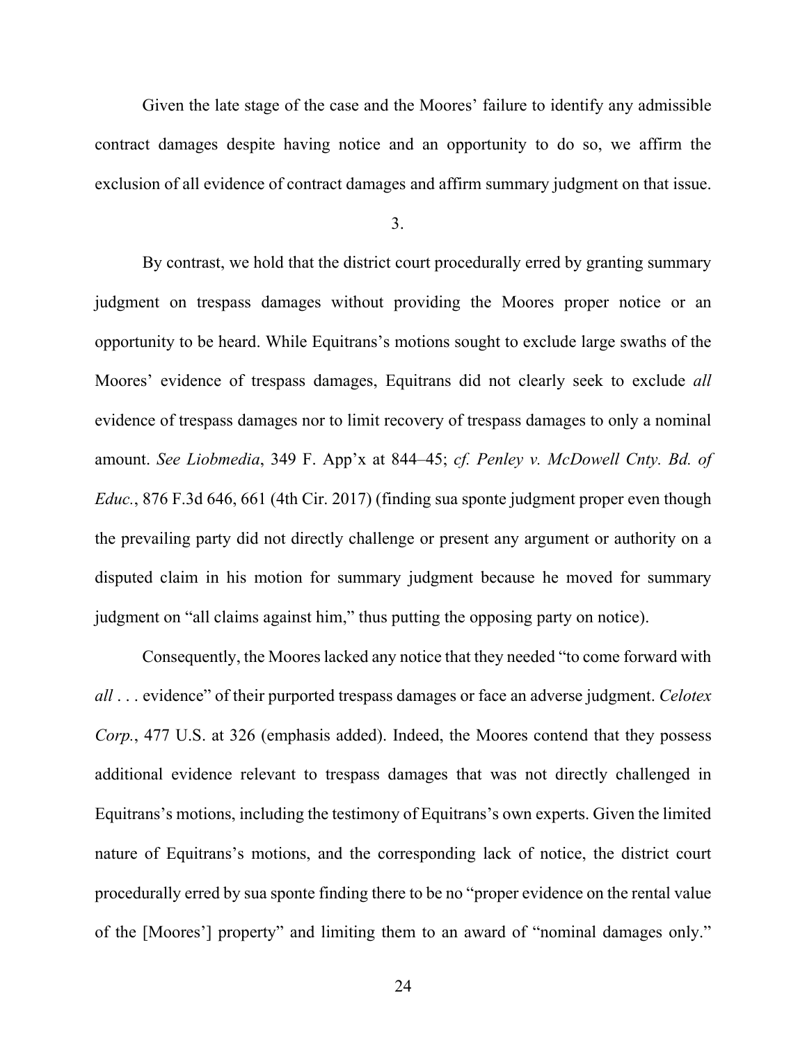Given the late stage of the case and the Moores' failure to identify any admissible contract damages despite having notice and an opportunity to do so, we affirm the exclusion of all evidence of contract damages and affirm summary judgment on that issue.

3.

By contrast, we hold that the district court procedurally erred by granting summary judgment on trespass damages without providing the Moores proper notice or an opportunity to be heard. While Equitrans's motions sought to exclude large swaths of the Moores' evidence of trespass damages, Equitrans did not clearly seek to exclude *all* evidence of trespass damages nor to limit recovery of trespass damages to only a nominal amount. *See Liobmedia*, 349 F. App'x at 844–45; *cf. Penley v. McDowell Cnty. Bd. of Educ.*, 876 F.3d 646, 661 (4th Cir. 2017) (finding sua sponte judgment proper even though the prevailing party did not directly challenge or present any argument or authority on a disputed claim in his motion for summary judgment because he moved for summary judgment on "all claims against him," thus putting the opposing party on notice).

Consequently, the Moores lacked any notice that they needed "to come forward with *all* . . . evidence" of their purported trespass damages or face an adverse judgment. *Celotex Corp.*, 477 U.S. at 326 (emphasis added). Indeed, the Moores contend that they possess additional evidence relevant to trespass damages that was not directly challenged in Equitrans's motions, including the testimony of Equitrans's own experts. Given the limited nature of Equitrans's motions, and the corresponding lack of notice, the district court procedurally erred by sua sponte finding there to be no "proper evidence on the rental value of the [Moores'] property" and limiting them to an award of "nominal damages only."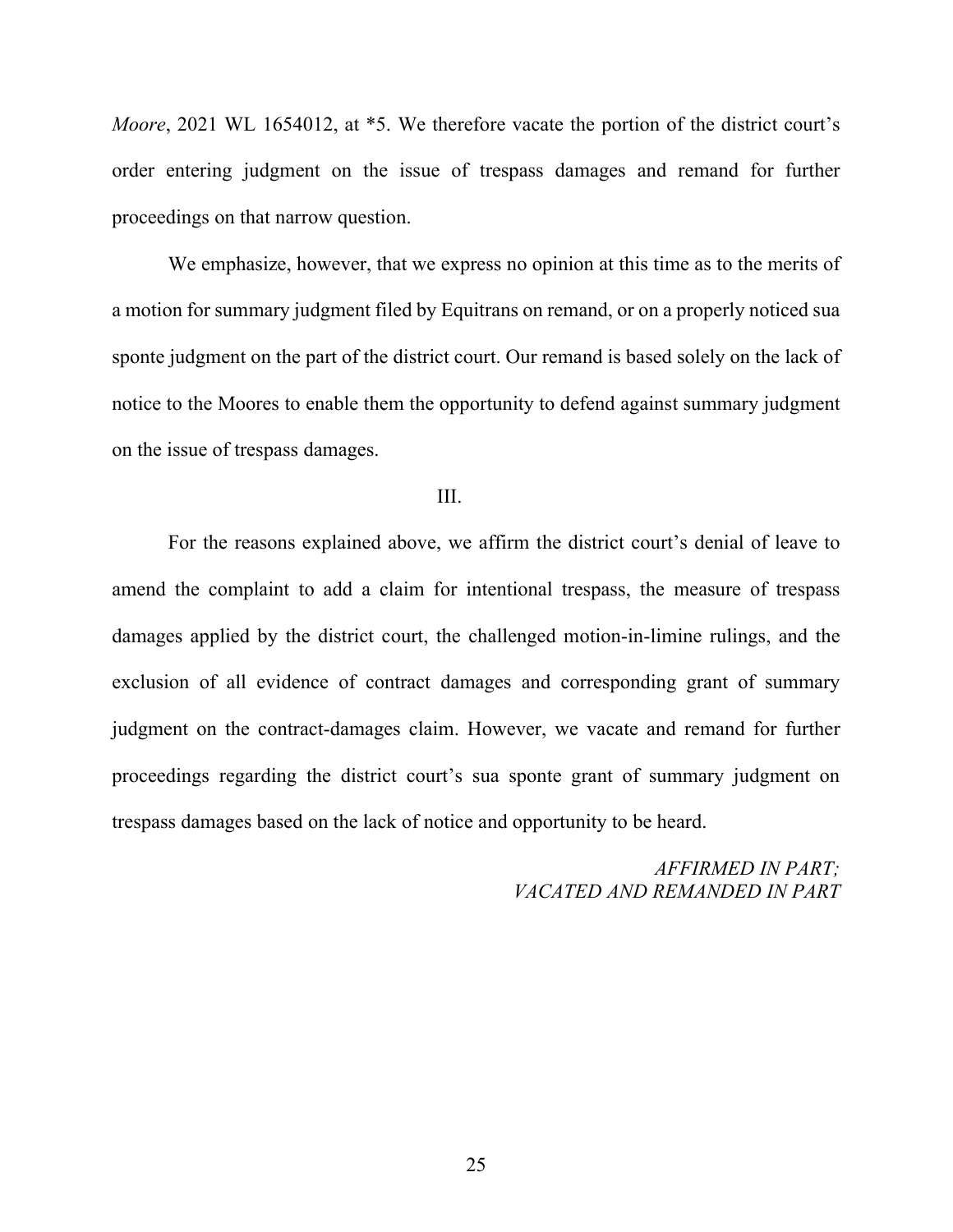*Moore*, 2021 WL 1654012, at *5. We therefore vacate the portion of the district court's order entering judgment on the issue of trespass damages and remand for further proceedings on that narrow question.

We emphasize, however, that we express no opinion at this time as to the merits of a motion for summary judgment filed by Equitrans on remand, or on a properly noticed sua sponte judgment on the part of the district court. Our remand is based solely on the lack of notice to the Moores to enable them the opportunity to defend against summary judgment on the issue of trespass damages.

## III.

For the reasons explained above, we affirm the district court's denial of leave to amend the complaint to add a claim for intentional trespass, the measure of trespass damages applied by the district court, the challenged motion-in-limine rulings, and the exclusion of all evidence of contract damages and corresponding grant of summary judgment on the contract-damages claim. However, we vacate and remand for further proceedings regarding the district court's sua sponte grant of summary judgment on trespass damages based on the lack of notice and opportunity to be heard.

*AFFIRMED IN PART;*
*VACATED AND REMANDED IN PART*